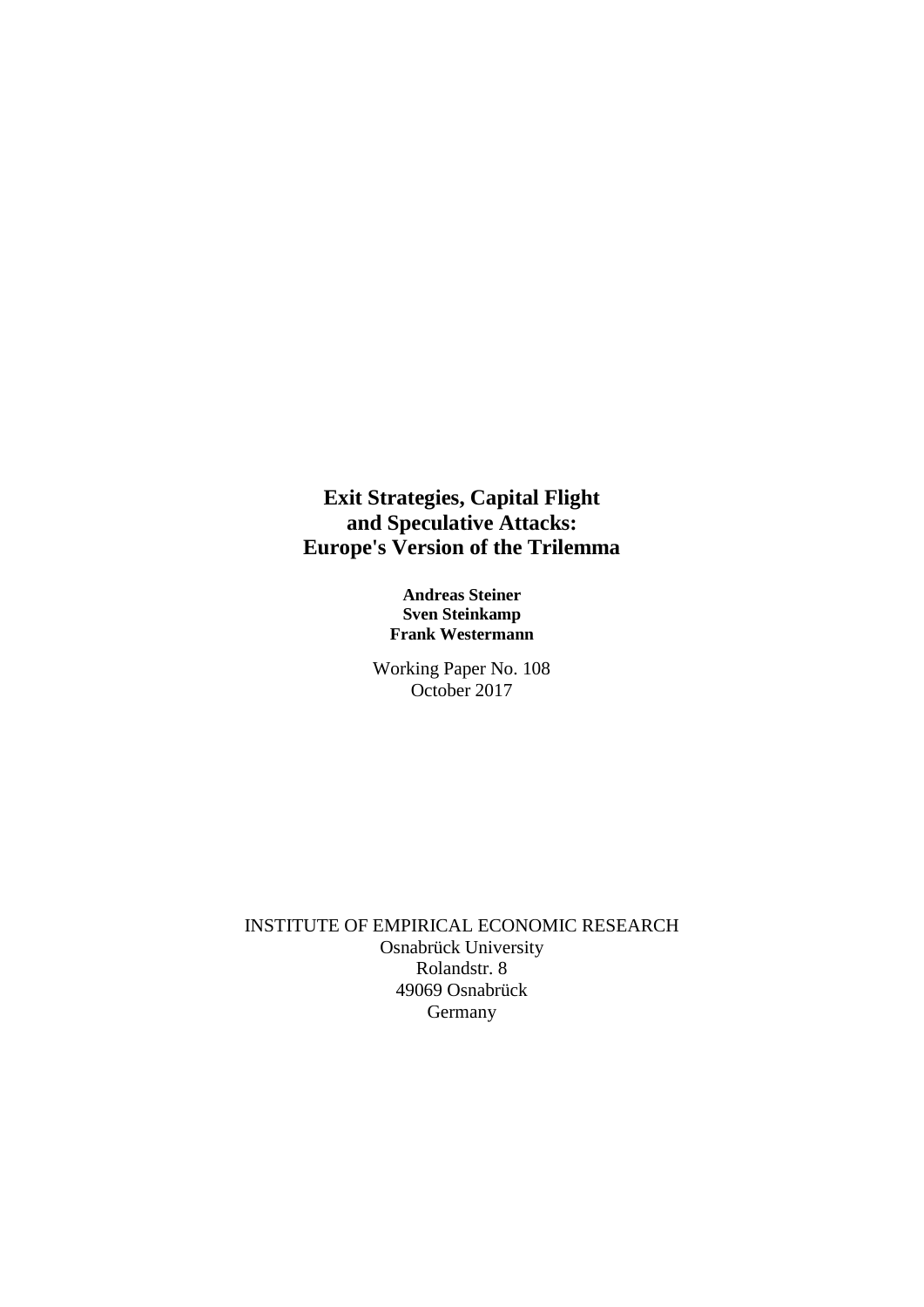# Exit Strategies, Capital Flight and Speculative Attacks: Europe's Version of the Trilemma

**Andreas Steiner**
**Sven Steinkamp**
**Frank Westermann**

Working Paper No. 108
October 2017

INSTITUTE OF EMPIRICAL ECONOMIC RESEARCH
Osnabrück University
Rolandstr. 8
49069 Osnabrück
Germany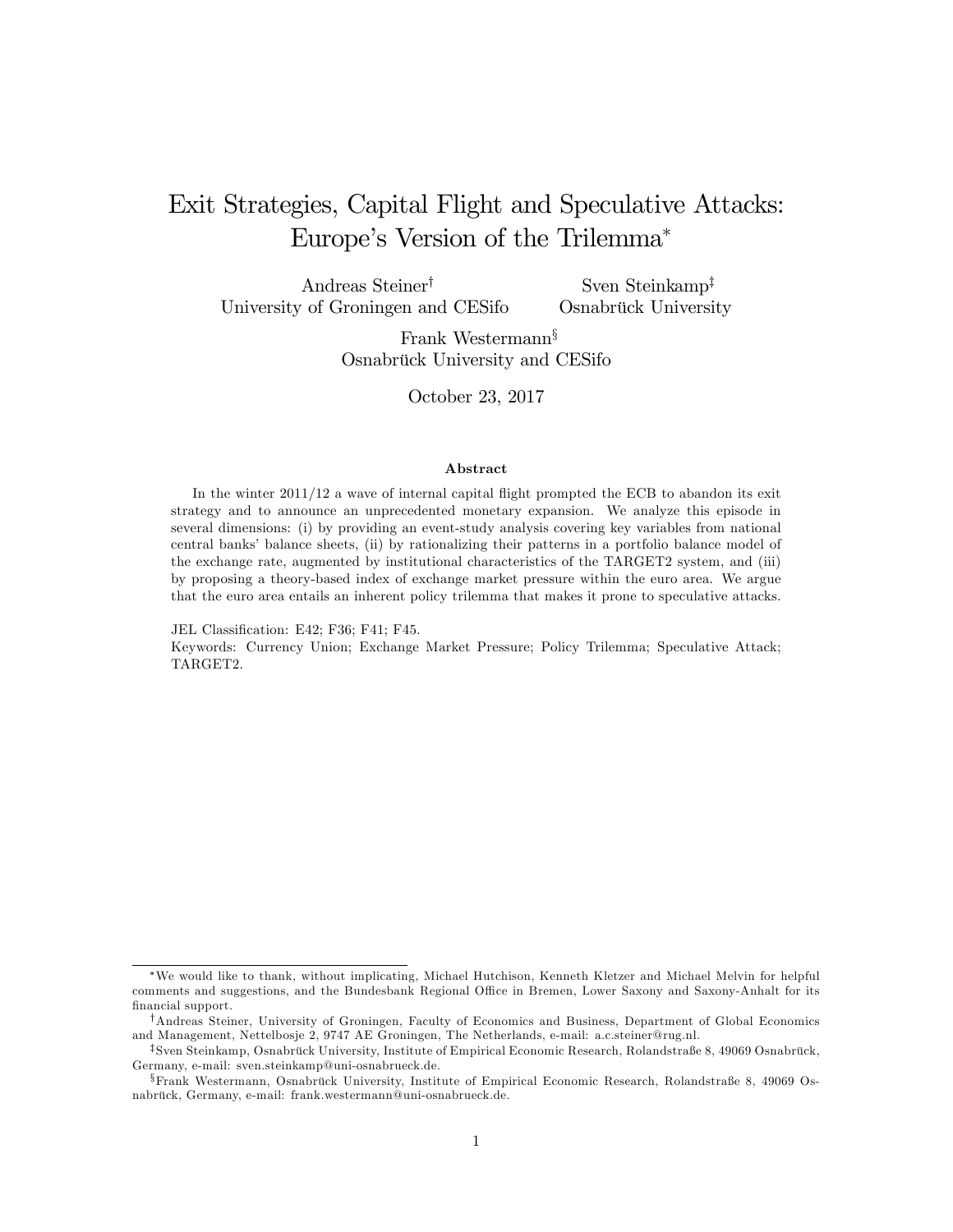# Exit Strategies, Capital Flight and Speculative Attacks: Europe's Version of the Trilemma[*]

Andreas Steiner[†]  
University of Groningen and CESifo

Sven Steinkamp[‡]  
Osnabrück University

Frank Westermann[§]  
Osnabrück University and CESifo

October 23, 2017

### Abstract

In the winter 2011/12 a wave of internal capital flight prompted the ECB to abandon its exit strategy and to announce an unprecedented monetary expansion. We analyze this episode in several dimensions: (i) by providing an event-study analysis covering key variables from national central banks' balance sheets, (ii) by rationalizing their patterns in a portfolio balance model of the exchange rate, augmented by institutional characteristics of the TARGET2 system, and (iii) by proposing a theory-based index of exchange market pressure within the euro area. We argue that the euro area entails an inherent policy trilemma that makes it prone to speculative attacks.

JEL Classification: E42; F36; F41; F45.  
Keywords: Currency Union; Exchange Market Pressure; Policy Trilemma; Speculative Attack; TARGET2.

---

[*] We would like to thank, without implicating, Michael Hutchison, Kenneth Kletzer and Michael Melvin for helpful comments and suggestions, and the Bundesbank Regional Office in Bremen, Lower Saxony and Saxony-Anhalt for its financial support.

[†] Andreas Steiner, University of Groningen, Faculty of Economics and Business, Department of Global Economics and Management, Nettelbosje 2, 9747 AE Groningen, The Netherlands, e-mail: a.c.steiner@rug.nl.

[‡] Sven Steinkamp, Osnabrück University, Institute of Empirical Economic Research, Rolandstraße 8, 49069 Osnabrück, Germany, e-mail: sven.steinkamp@uni-osnabrueck.de.

[§] Frank Westermann, Osnabrück University, Institute of Empirical Economic Research, Rolandstraße 8, 49069 Osnabrück, Germany, e-mail: frank.westermann@uni-osnabrueck.de.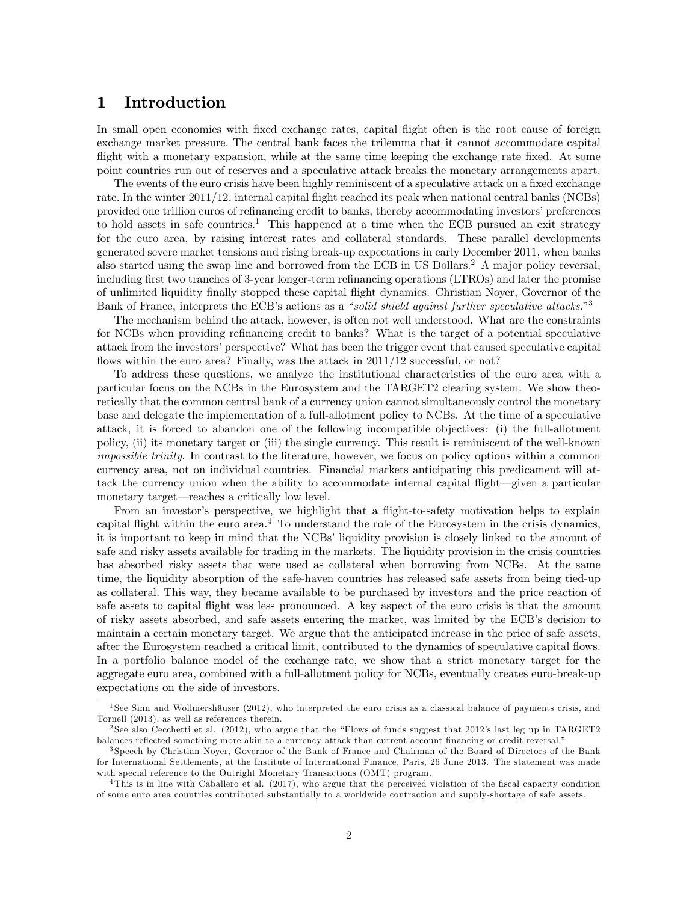# 1 Introduction

In small open economies with fixed exchange rates, capital flight often is the root cause of foreign exchange market pressure. The central bank faces the trilemma that it cannot accommodate capital flight with a monetary expansion, while at the same time keeping the exchange rate fixed. At some point countries run out of reserves and a speculative attack breaks the monetary arrangements apart.

The events of the euro crisis have been highly reminiscent of a speculative attack on a fixed exchange rate. In the winter 2011/12, internal capital flight reached its peak when national central banks (NCBs) provided one trillion euros of refinancing credit to banks, thereby accommodating investors' preferences to hold assets in safe countries.[1] This happened at a time when the ECB pursued an exit strategy for the euro area, by raising interest rates and collateral standards. These parallel developments generated severe market tensions and rising break-up expectations in early December 2011, when banks also started using the swap line and borrowed from the ECB in US Dollars.[2] A major policy reversal, including first two tranches of 3-year longer-term refinancing operations (LTROs) and later the promise of unlimited liquidity finally stopped these capital flight dynamics. Christian Noyer, Governor of the Bank of France, interprets the ECB's actions as a "*solid shield against further speculative attacks*."[3]

The mechanism behind the attack, however, is often not well understood. What are the constraints for NCBs when providing refinancing credit to banks? What is the target of a potential speculative attack from the investors' perspective? What has been the trigger event that caused speculative capital flows within the euro area? Finally, was the attack in 2011/12 successful, or not?

To address these questions, we analyze the institutional characteristics of the euro area with a particular focus on the NCBs in the Eurosystem and the TARGET2 clearing system. We show theoretically that the common central bank of a currency union cannot simultaneously control the monetary base and delegate the implementation of a full-allotment policy to NCBs. At the time of a speculative attack, it is forced to abandon one of the following incompatible objectives: (i) the full-allotment policy, (ii) its monetary target or (iii) the single currency. This result is reminiscent of the well-known *impossible trinity*. In contrast to the literature, however, we focus on policy options within a common currency area, not on individual countries. Financial markets anticipating this predicament will attack the currency union when the ability to accommodate internal capital flight—given a particular monetary target—reaches a critically low level.

From an investor's perspective, we highlight that a flight-to-safety motivation helps to explain capital flight within the euro area.[4] To understand the role of the Eurosystem in the crisis dynamics, it is important to keep in mind that the NCBs' liquidity provision is closely linked to the amount of safe and risky assets available for trading in the markets. The liquidity provision in the crisis countries has absorbed risky assets that were used as collateral when borrowing from NCBs. At the same time, the liquidity absorption of the safe-haven countries has released safe assets from being tied-up as collateral. This way, they became available to be purchased by investors and the price reaction of safe assets to capital flight was less pronounced. A key aspect of the euro crisis is that the amount of risky assets absorbed, and safe assets entering the market, was limited by the ECB's decision to maintain a certain monetary target. We argue that the anticipated increase in the price of safe assets, after the Eurosystem reached a critical limit, contributed to the dynamics of speculative capital flows. In a portfolio balance model of the exchange rate, we show that a strict monetary target for the aggregate euro area, combined with a full-allotment policy for NCBs, eventually creates euro-break-up expectations on the side of investors.

[1] See Sinn and Wollmershäuser (2012), who interpreted the euro crisis as a classical balance of payments crisis, and Tornell (2013), as well as references therein.

[2] See also Cecchetti et al. (2012), who argue that the "Flows of funds suggest that 2012's last leg up in TARGET2 balances reflected something more akin to a currency attack than current account financing or credit reversal."

[3] Speech by Christian Noyer, Governor of the Bank of France and Chairman of the Board of Directors of the Bank for International Settlements, at the Institute of International Finance, Paris, 26 June 2013. The statement was made with special reference to the Outright Monetary Transactions (OMT) program.

[4] This is in line with Caballero et al. (2017), who argue that the perceived violation of the fiscal capacity condition of some euro area countries contributed substantially to a worldwide contraction and supply-shortage of safe assets.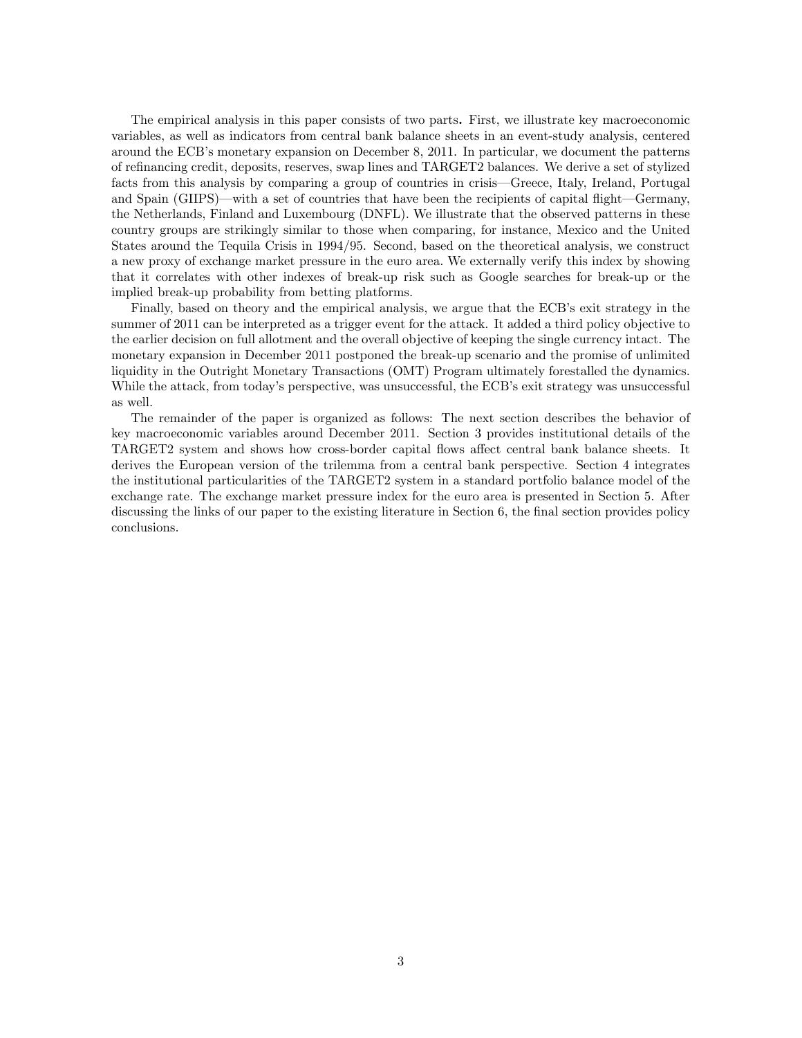The empirical analysis in this paper consists of two parts**.** First, we illustrate key macroeconomic variables, as well as indicators from central bank balance sheets in an event-study analysis, centered around the ECB's monetary expansion on December 8, 2011. In particular, we document the patterns of refinancing credit, deposits, reserves, swap lines and TARGET2 balances. We derive a set of stylized facts from this analysis by comparing a group of countries in crisis—Greece, Italy, Ireland, Portugal and Spain (GIIPS)—with a set of countries that have been the recipients of capital flight—Germany, the Netherlands, Finland and Luxembourg (DNFL). We illustrate that the observed patterns in these country groups are strikingly similar to those when comparing, for instance, Mexico and the United States around the Tequila Crisis in 1994/95. Second, based on the theoretical analysis, we construct a new proxy of exchange market pressure in the euro area. We externally verify this index by showing that it correlates with other indexes of break-up risk such as Google searches for break-up or the implied break-up probability from betting platforms.

Finally, based on theory and the empirical analysis, we argue that the ECB's exit strategy in the summer of 2011 can be interpreted as a trigger event for the attack. It added a third policy objective to the earlier decision on full allotment and the overall objective of keeping the single currency intact. The monetary expansion in December 2011 postponed the break-up scenario and the promise of unlimited liquidity in the Outright Monetary Transactions (OMT) Program ultimately forestalled the dynamics. While the attack, from today's perspective, was unsuccessful, the ECB's exit strategy was unsuccessful as well.

The remainder of the paper is organized as follows: The next section describes the behavior of key macroeconomic variables around December 2011. Section 3 provides institutional details of the TARGET2 system and shows how cross-border capital flows affect central bank balance sheets. It derives the European version of the trilemma from a central bank perspective. Section 4 integrates the institutional particularities of the TARGET2 system in a standard portfolio balance model of the exchange rate. The exchange market pressure index for the euro area is presented in Section 5. After discussing the links of our paper to the existing literature in Section 6, the final section provides policy conclusions.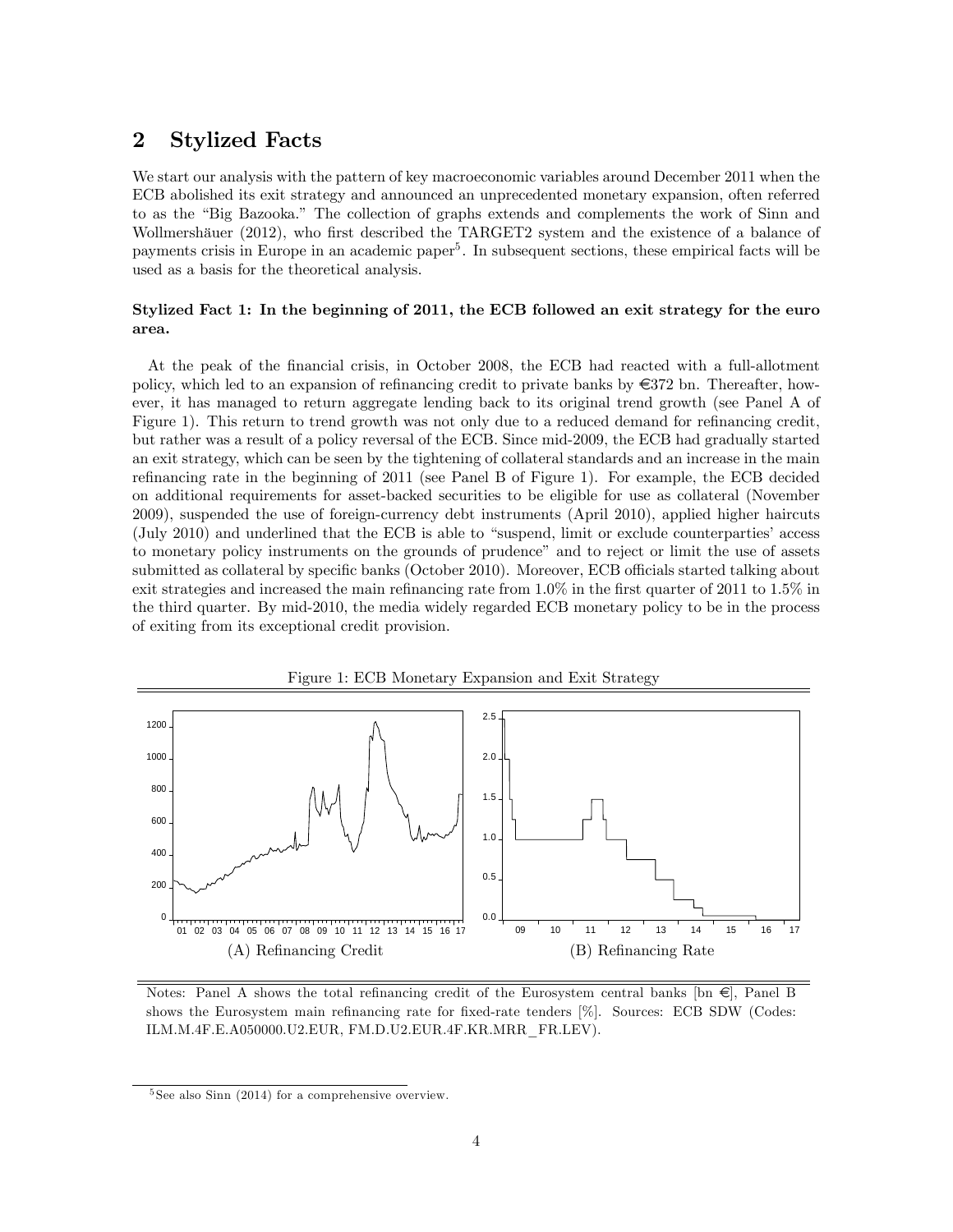## 2 Stylized Facts

We start our analysis with the pattern of key macroeconomic variables around December 2011 when the ECB abolished its exit strategy and announced an unprecedented monetary expansion, often referred to as the "Big Bazooka." The collection of graphs extends and complements the work of Sinn and Wollmershäuer (2012), who first described the TARGET2 system and the existence of a balance of payments crisis in Europe in an academic paper[5]. In subsequent sections, these empirical facts will be used as a basis for the theoretical analysis.

**Stylized Fact 1: In the beginning of 2011, the ECB followed an exit strategy for the euro area.**

At the peak of the financial crisis, in October 2008, the ECB had reacted with a full-allotment policy, which led to an expansion of refinancing credit to private banks by €372 bn. Thereafter, however, it has managed to return aggregate lending back to its original trend growth (see Panel A of Figure 1). This return to trend growth was not only due to a reduced demand for refinancing credit, but rather was a result of a policy reversal of the ECB. Since mid-2009, the ECB had gradually started an exit strategy, which can be seen by the tightening of collateral standards and an increase in the main refinancing rate in the beginning of 2011 (see Panel B of Figure 1). For example, the ECB decided on additional requirements for asset-backed securities to be eligible for use as collateral (November 2009), suspended the use of foreign-currency debt instruments (April 2010), applied higher haircuts (July 2010) and underlined that the ECB is able to "suspend, limit or exclude counterparties' access to monetary policy instruments on the grounds of prudence" and to reject or limit the use of assets submitted as collateral by specific banks (October 2010). Moreover, ECB officials started talking about exit strategies and increased the main refinancing rate from 1.0% in the first quarter of 2011 to 1.5% in the third quarter. By mid-2010, the media widely regarded ECB monetary policy to be in the process of exiting from its exceptional credit provision.

Figure 1: ECB Monetary Expansion and Exit Strategy

(A) Refinancing Credit

(B) Refinancing Rate

Notes: Panel A shows the total refinancing credit of the Eurosystem central banks [bn €], Panel B shows the Eurosystem main refinancing rate for fixed-rate tenders [%]. Sources: ECB SDW (Codes: ILM.M.4F.E.A050000.U2.EUR, FM.D.U2.EUR.4F.KR.MRR_FR.LEV).

[5] See also Sinn (2014) for a comprehensive overview.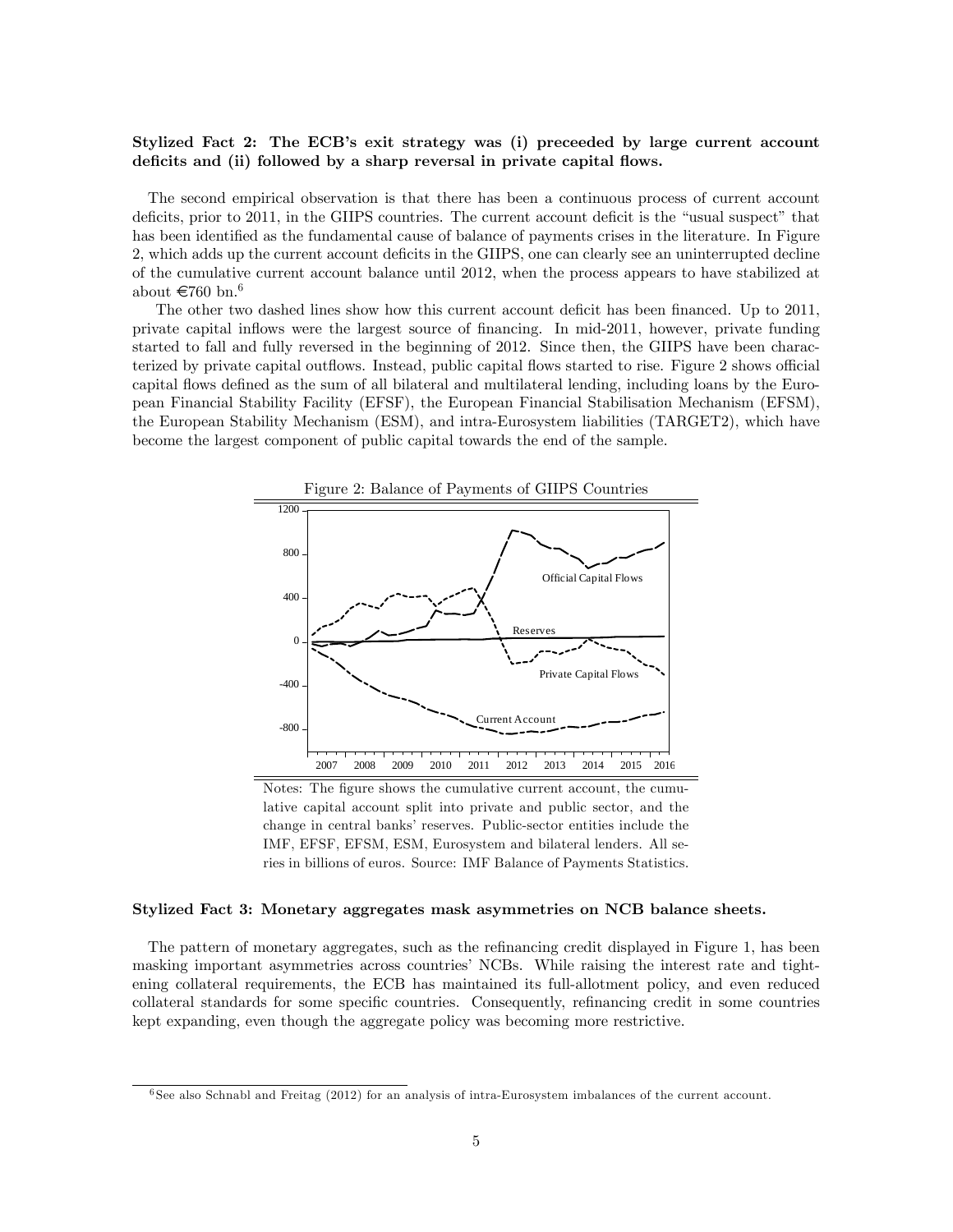**Stylized Fact 2: The ECB's exit strategy was (i) preceeded by large current account deficits and (ii) followed by a sharp reversal in private capital flows.**

The second empirical observation is that there has been a continuous process of current account deficits, prior to 2011, in the GIIPS countries. The current account deficit is the "usual suspect" that has been identified as the fundamental cause of balance of payments crises in the literature. In Figure 2, which adds up the current account deficits in the GIIPS, one can clearly see an uninterrupted decline of the cumulative current account balance until 2012, when the process appears to have stabilized at about €760 bn.[6]

The other two dashed lines show how this current account deficit has been financed. Up to 2011, private capital inflows were the largest source of financing. In mid-2011, however, private funding started to fall and fully reversed in the beginning of 2012. Since then, the GIIPS have been characterized by private capital outflows. Instead, public capital flows started to rise. Figure 2 shows official capital flows defined as the sum of all bilateral and multilateral lending, including loans by the European Financial Stability Facility (EFSF), the European Financial Stabilisation Mechanism (EFSM), the European Stability Mechanism (ESM), and intra-Eurosystem liabilities (TARGET2), which have become the largest component of public capital towards the end of the sample.

Figure 2: Balance of Payments of GIIPS Countries

Notes: The figure shows the cumulative current account, the cumulative capital account split into private and public sector, and the change in central banks' reserves. Public-sector entities include the IMF, EFSF, EFSM, ESM, Eurosystem and bilateral lenders. All series in billions of euros. Source: IMF Balance of Payments Statistics.

**Stylized Fact 3: Monetary aggregates mask asymmetries on NCB balance sheets.**

The pattern of monetary aggregates, such as the refinancing credit displayed in Figure 1, has been masking important asymmetries across countries' NCBs. While raising the interest rate and tightening collateral requirements, the ECB has maintained its full-allotment policy, and even reduced collateral standards for some specific countries. Consequently, refinancing credit in some countries kept expanding, even though the aggregate policy was becoming more restrictive.

[6] See also Schnabl and Freitag (2012) for an analysis of intra-Eurosystem imbalances of the current account.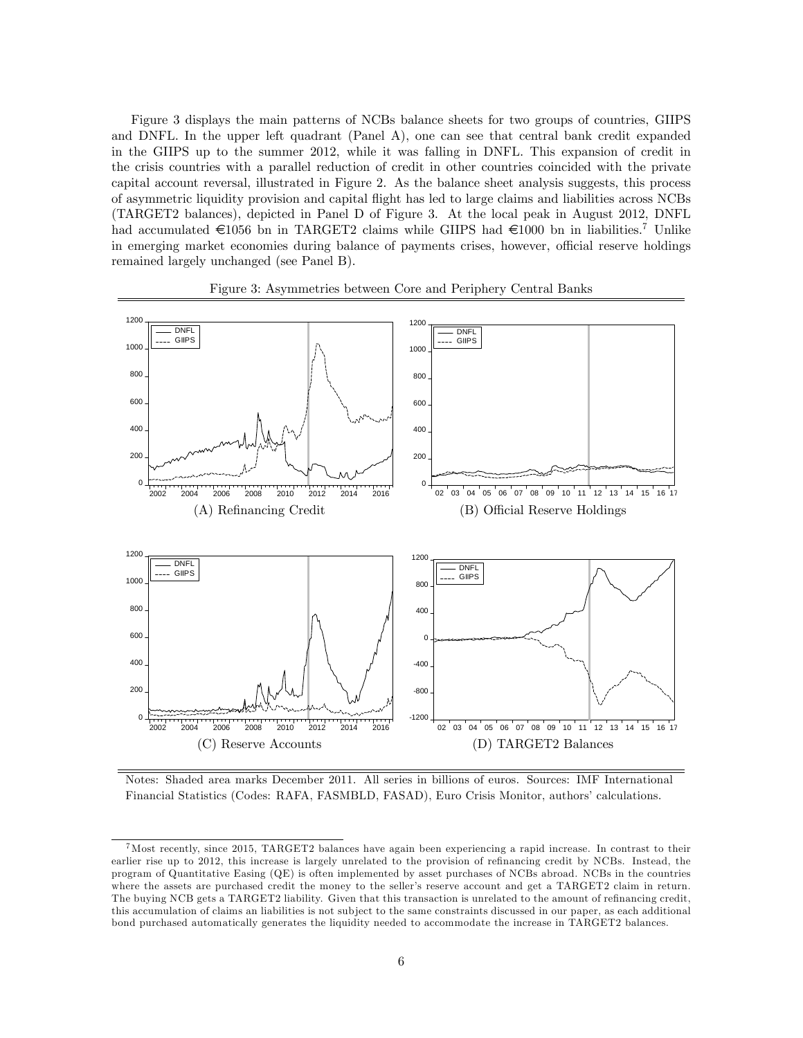Figure 3 displays the main patterns of NCBs balance sheets for two groups of countries, GIIPS and DNFL. In the upper left quadrant (Panel A), one can see that central bank credit expanded in the GIIPS up to the summer 2012, while it was falling in DNFL. This expansion of credit in the crisis countries with a parallel reduction of credit in other countries coincided with the private capital account reversal, illustrated in Figure 2. As the balance sheet analysis suggests, this process of asymmetric liquidity provision and capital flight has led to large claims and liabilities across NCBs (TARGET2 balances), depicted in Panel D of Figure 3. At the local peak in August 2012, DNFL had accumulated €1056 bn in TARGET2 claims while GIIPS had €1000 bn in liabilities.[7] Unlike in emerging market economies during balance of payments crises, however, official reserve holdings remained largely unchanged (see Panel B).

Figure 3: Asymmetries between Core and Periphery Central Banks

(A) Refinancing Credit

(B) Official Reserve Holdings

(C) Reserve Accounts

(D) TARGET2 Balances

Notes: Shaded area marks December 2011. All series in billions of euros. Sources: IMF International Financial Statistics (Codes: RAFA, FASMBLD, FASAD), Euro Crisis Monitor, authors' calculations.

[7] Most recently, since 2015, TARGET2 balances have again been experiencing a rapid increase. In contrast to their earlier rise up to 2012, this increase is largely unrelated to the provision of refinancing credit by NCBs. Instead, the program of Quantitative Easing (QE) is often implemented by asset purchases of NCBs abroad. NCBs in the countries where the assets are purchased credit the money to the seller's reserve account and get a TARGET2 claim in return. The buying NCB gets a TARGET2 liability. Given that this transaction is unrelated to the amount of refinancing credit, this accumulation of claims an liabilities is not subject to the same constraints discussed in our paper, as each additional bond purchased automatically generates the liquidity needed to accommodate the increase in TARGET2 balances.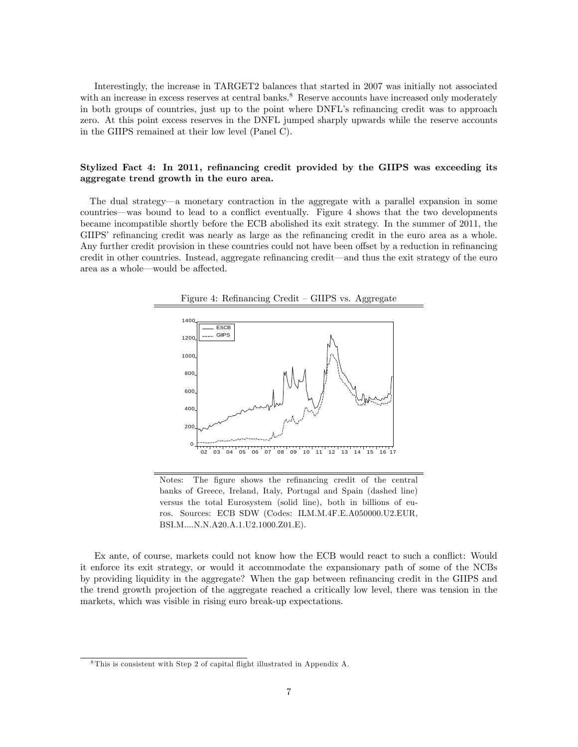Interestingly, the increase in TARGET2 balances that started in 2007 was initially not associated with an increase in excess reserves at central banks.[8] Reserve accounts have increased only moderately in both groups of countries, just up to the point where DNFL's refinancing credit was to approach zero. At this point excess reserves in the DNFL jumped sharply upwards while the reserve accounts in the GIIPS remained at their low level (Panel C).

**Stylized Fact 4: In 2011, refinancing credit provided by the GIIPS was exceeding its aggregate trend growth in the euro area.**

The dual strategy—a monetary contraction in the aggregate with a parallel expansion in some countries—was bound to lead to a conflict eventually. Figure 4 shows that the two developments became incompatible shortly before the ECB abolished its exit strategy. In the summer of 2011, the GIIPS' refinancing credit was nearly as large as the refinancing credit in the euro area as a whole. Any further credit provision in these countries could not have been offset by a reduction in refinancing credit in other countries. Instead, aggregate refinancing credit—and thus the exit strategy of the euro area as a whole—would be affected.

Figure 4: Refinancing Credit – GIIPS vs. Aggregate

Notes: The figure shows the refinancing credit of the central banks of Greece, Ireland, Italy, Portugal and Spain (dashed line) versus the total Eurosystem (solid line), both in billions of euros. Sources: ECB SDW (Codes: ILM.M.4F.E.A050000.U2.EUR, BSI.M....N.N.A20.A.1.U2.1000.Z01.E).

Ex ante, of course, markets could not know how the ECB would react to such a conflict: Would it enforce its exit strategy, or would it accommodate the expansionary path of some of the NCBs by providing liquidity in the aggregate? When the gap between refinancing credit in the GIIPS and the trend growth projection of the aggregate reached a critically low level, there was tension in the markets, which was visible in rising euro break-up expectations.

[8] This is consistent with Step 2 of capital flight illustrated in Appendix A.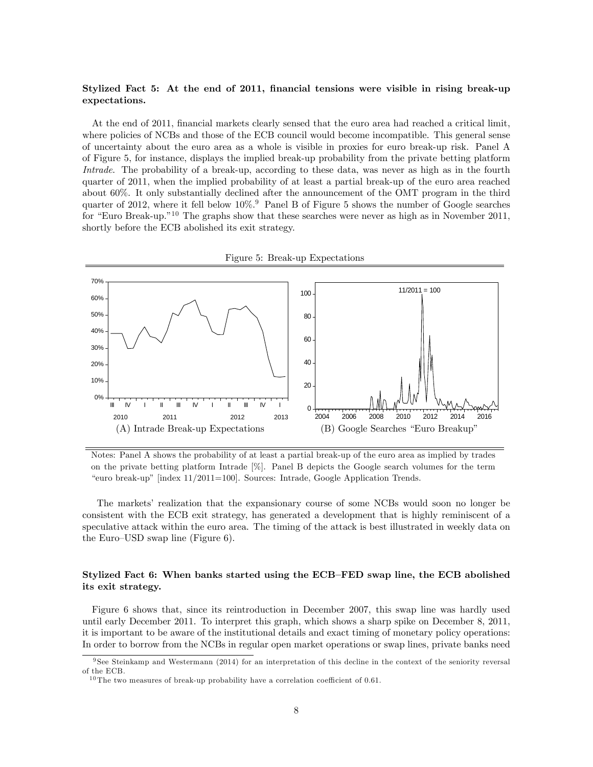**Stylized Fact 5: At the end of 2011, financial tensions were visible in rising break-up expectations.**

At the end of 2011, financial markets clearly sensed that the euro area had reached a critical limit, where policies of NCBs and those of the ECB council would become incompatible. This general sense of uncertainty about the euro area as a whole is visible in proxies for euro break-up risk. Panel A of Figure 5, for instance, displays the implied break-up probability from the private betting platform *Intrade*. The probability of a break-up, according to these data, was never as high as in the fourth quarter of 2011, when the implied probability of at least a partial break-up of the euro area reached about 60%. It only substantially declined after the announcement of the OMT program in the third quarter of 2012, where it fell below 10%.[9] Panel B of Figure 5 shows the number of Google searches for "Euro Break-up."[10] The graphs show that these searches were never as high as in November 2011, shortly before the ECB abolished its exit strategy.

Figure 5: Break-up Expectations

(A) Intrade Break-up Expectations

(B) Google Searches "Euro Breakup"

Notes: Panel A shows the probability of at least a partial break-up of the euro area as implied by trades on the private betting platform Intrade [%]. Panel B depicts the Google search volumes for the term "euro break-up" [index 11/2011=100]. Sources: Intrade, Google Application Trends.

The markets' realization that the expansionary course of some NCBs would soon no longer be consistent with the ECB exit strategy, has generated a development that is highly reminiscent of a speculative attack within the euro area. The timing of the attack is best illustrated in weekly data on the Euro–USD swap line (Figure 6).

**Stylized Fact 6: When banks started using the ECB–FED swap line, the ECB abolished its exit strategy.**

Figure 6 shows that, since its reintroduction in December 2007, this swap line was hardly used until early December 2011. To interpret this graph, which shows a sharp spike on December 8, 2011, it is important to be aware of the institutional details and exact timing of monetary policy operations: In order to borrow from the NCBs in regular open market operations or swap lines, private banks need

[9] See Steinkamp and Westermann (2014) for an interpretation of this decline in the context of the seniority reversal of the ECB.

[10] The two measures of break-up probability have a correlation coefficient of 0.61.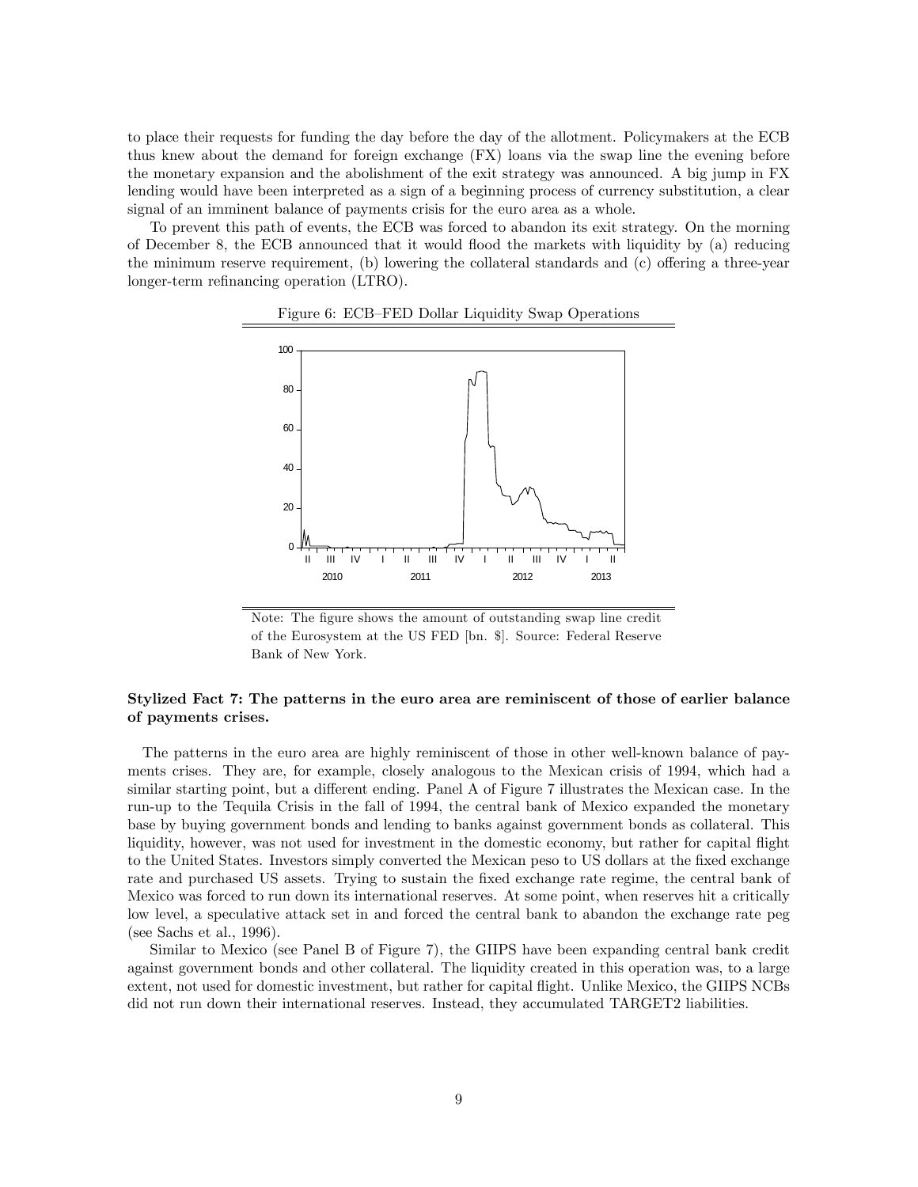to place their requests for funding the day before the day of the allotment. Policymakers at the ECB thus knew about the demand for foreign exchange (FX) loans via the swap line the evening before the monetary expansion and the abolishment of the exit strategy was announced. A big jump in FX lending would have been interpreted as a sign of a beginning process of currency substitution, a clear signal of an imminent balance of payments crisis for the euro area as a whole.

To prevent this path of events, the ECB was forced to abandon its exit strategy. On the morning of December 8, the ECB announced that it would flood the markets with liquidity by (a) reducing the minimum reserve requirement, (b) lowering the collateral standards and (c) offering a three-year longer-term refinancing operation (LTRO).

Figure 6: ECB–FED Dollar Liquidity Swap Operations

Note: The figure shows the amount of outstanding swap line credit of the Eurosystem at the US FED [bn. $]. Source: Federal Reserve Bank of New York.

**Stylized Fact 7: The patterns in the euro area are reminiscent of those of earlier balance of payments crises.**

The patterns in the euro area are highly reminiscent of those in other well-known balance of payments crises. They are, for example, closely analogous to the Mexican crisis of 1994, which had a similar starting point, but a different ending. Panel A of Figure 7 illustrates the Mexican case. In the run-up to the Tequila Crisis in the fall of 1994, the central bank of Mexico expanded the monetary base by buying government bonds and lending to banks against government bonds as collateral. This liquidity, however, was not used for investment in the domestic economy, but rather for capital flight to the United States. Investors simply converted the Mexican peso to US dollars at the fixed exchange rate and purchased US assets. Trying to sustain the fixed exchange rate regime, the central bank of Mexico was forced to run down its international reserves. At some point, when reserves hit a critically low level, a speculative attack set in and forced the central bank to abandon the exchange rate peg (see Sachs et al., 1996).

Similar to Mexico (see Panel B of Figure 7), the GIIPS have been expanding central bank credit against government bonds and other collateral. The liquidity created in this operation was, to a large extent, not used for domestic investment, but rather for capital flight. Unlike Mexico, the GIIPS NCBs did not run down their international reserves. Instead, they accumulated TARGET2 liabilities.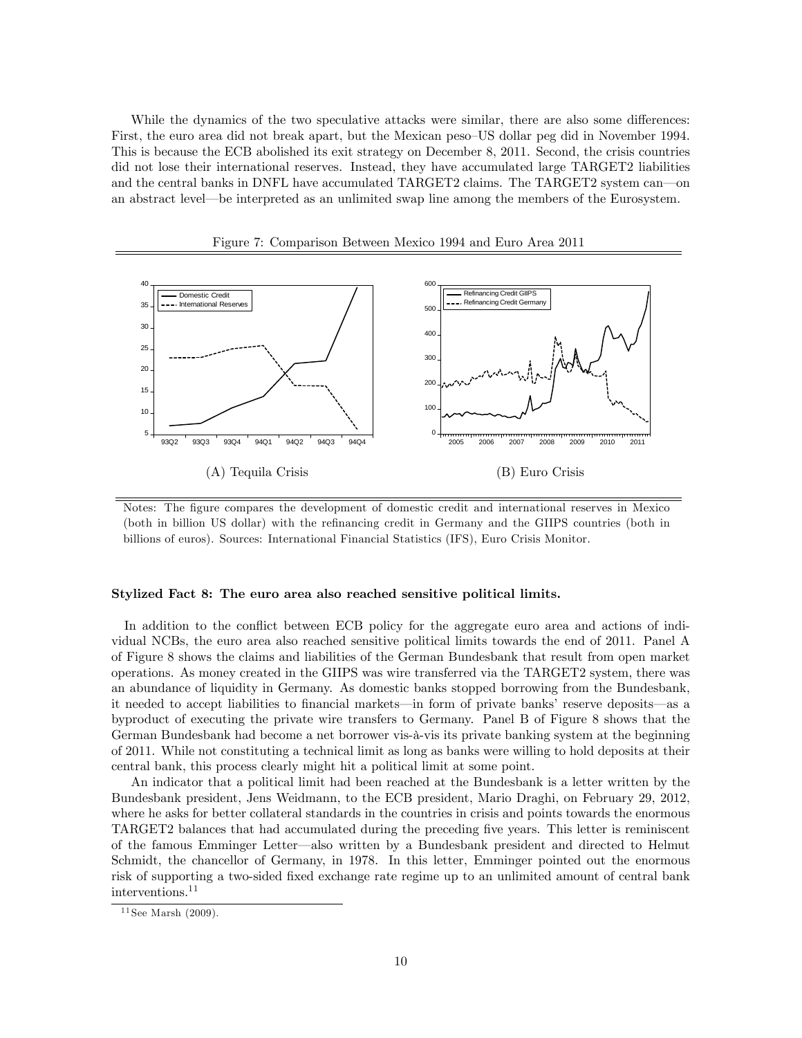While the dynamics of the two speculative attacks were similar, there are also some differences: First, the euro area did not break apart, but the Mexican peso–US dollar peg did in November 1994. This is because the ECB abolished its exit strategy on December 8, 2011. Second, the crisis countries did not lose their international reserves. Instead, they have accumulated large TARGET2 liabilities and the central banks in DNFL have accumulated TARGET2 claims. The TARGET2 system can—on an abstract level—be interpreted as an unlimited swap line among the members of the Eurosystem.

Figure 7: Comparison Between Mexico 1994 and Euro Area 2011

(A) Tequila Crisis

(B) Euro Crisis

Notes: The figure compares the development of domestic credit and international reserves in Mexico (both in billion US dollar) with the refinancing credit in Germany and the GIIPS countries (both in billions of euros). Sources: International Financial Statistics (IFS), Euro Crisis Monitor.

**Stylized Fact 8: The euro area also reached sensitive political limits.**

In addition to the conflict between ECB policy for the aggregate euro area and actions of individual NCBs, the euro area also reached sensitive political limits towards the end of 2011. Panel A of Figure 8 shows the claims and liabilities of the German Bundesbank that result from open market operations. As money created in the GIIPS was wire transferred via the TARGET2 system, there was an abundance of liquidity in Germany. As domestic banks stopped borrowing from the Bundesbank, it needed to accept liabilities to financial markets—in form of private banks' reserve deposits—as a byproduct of executing the private wire transfers to Germany. Panel B of Figure 8 shows that the German Bundesbank had become a net borrower vis-à-vis its private banking system at the beginning of 2011. While not constituting a technical limit as long as banks were willing to hold deposits at their central bank, this process clearly might hit a political limit at some point.

An indicator that a political limit had been reached at the Bundesbank is a letter written by the Bundesbank president, Jens Weidmann, to the ECB president, Mario Draghi, on February 29, 2012, where he asks for better collateral standards in the countries in crisis and points towards the enormous TARGET2 balances that had accumulated during the preceding five years. This letter is reminiscent of the famous Emminger Letter—also written by a Bundesbank president and directed to Helmut Schmidt, the chancellor of Germany, in 1978. In this letter, Emminger pointed out the enormous risk of supporting a two-sided fixed exchange rate regime up to an unlimited amount of central bank interventions.[11]

[11] See Marsh (2009).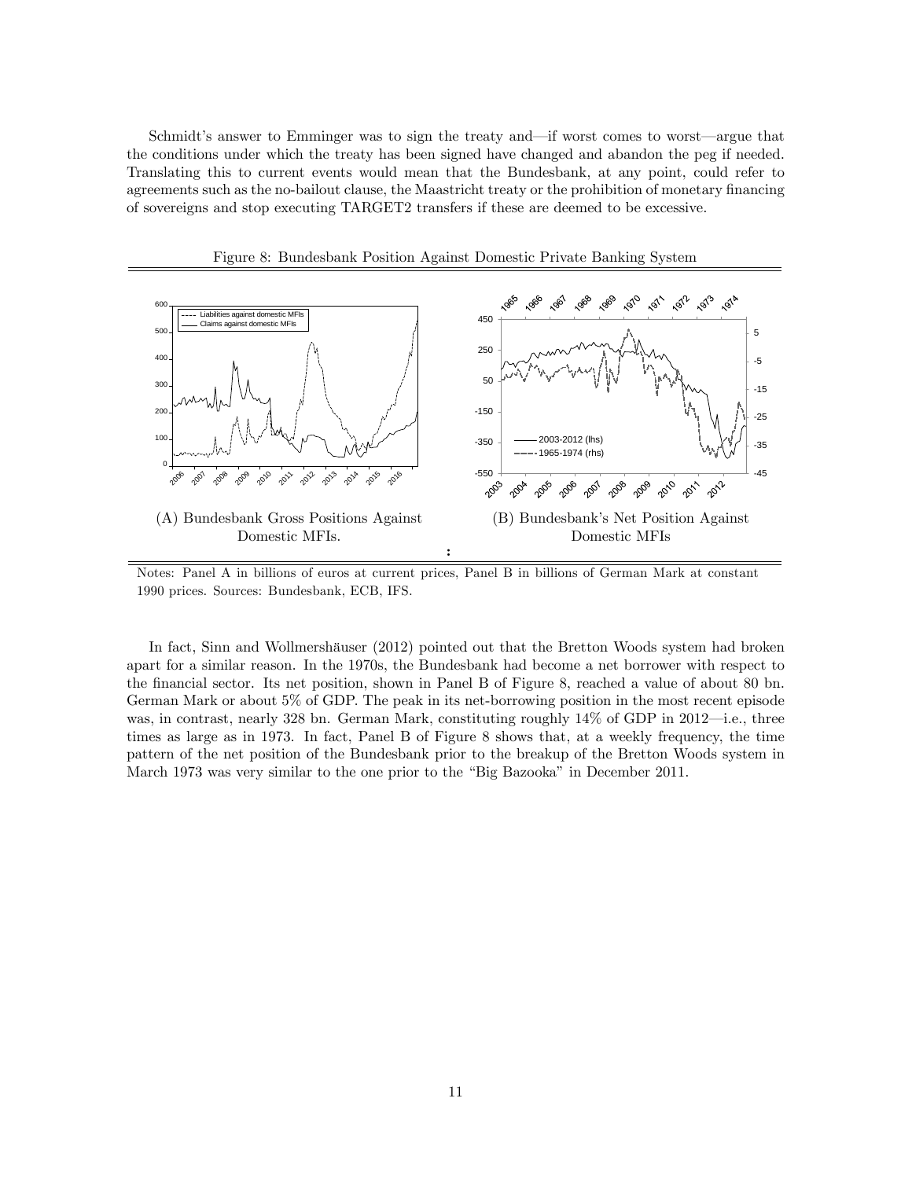Schmidt's answer to Emminger was to sign the treaty and—if worst comes to worst—argue that the conditions under which the treaty has been signed have changed and abandon the peg if needed. Translating this to current events would mean that the Bundesbank, at any point, could refer to agreements such as the no-bailout clause, the Maastricht treaty or the prohibition of monetary financing of sovereigns and stop executing TARGET2 transfers if these are deemed to be excessive.

Figure 8: Bundesbank Position Against Domestic Private Banking System

(A) Bundesbank Gross Positions Against Domestic MFIs.

(B) Bundesbank's Net Position Against Domestic MFIs

Notes: Panel A in billions of euros at current prices, Panel B in billions of German Mark at constant 1990 prices. Sources: Bundesbank, ECB, IFS.

In fact, Sinn and Wollmershäuser (2012) pointed out that the Bretton Woods system had broken apart for a similar reason. In the 1970s, the Bundesbank had become a net borrower with respect to the financial sector. Its net position, shown in Panel B of Figure 8, reached a value of about 80 bn. German Mark or about 5% of GDP. The peak in its net-borrowing position in the most recent episode was, in contrast, nearly 328 bn. German Mark, constituting roughly 14% of GDP in 2012—i.e., three times as large as in 1973. In fact, Panel B of Figure 8 shows that, at a weekly frequency, the time pattern of the net position of the Bundesbank prior to the breakup of the Bretton Woods system in March 1973 was very similar to the one prior to the "Big Bazooka" in December 2011.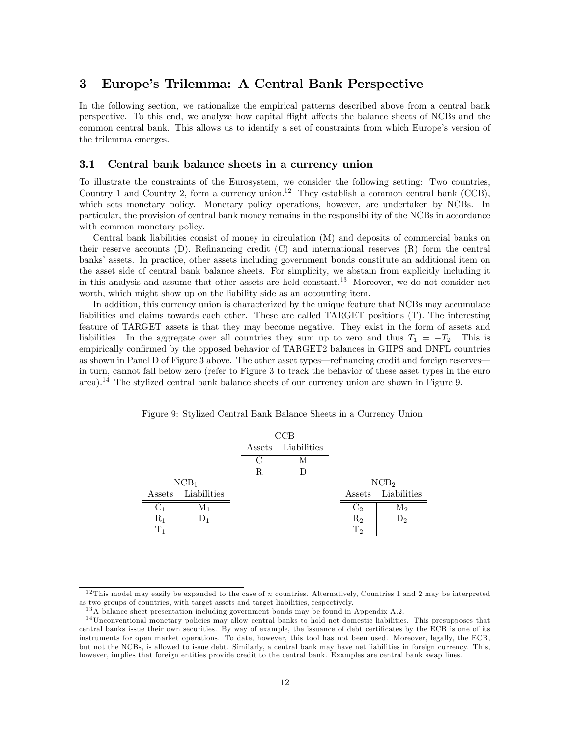## 3 Europe's Trilemma: A Central Bank Perspective

In the following section, we rationalize the empirical patterns described above from a central bank perspective. To this end, we analyze how capital flight affects the balance sheets of NCBs and the common central bank. This allows us to identify a set of constraints from which Europe's version of the trilemma emerges.

### 3.1 Central bank balance sheets in a currency union

To illustrate the constraints of the Eurosystem, we consider the following setting: Two countries, Country 1 and Country 2, form a currency union.[12] They establish a common central bank (CCB), which sets monetary policy. Monetary policy operations, however, are undertaken by NCBs. In particular, the provision of central bank money remains in the responsibility of the NCBs in accordance with common monetary policy.

Central bank liabilities consist of money in circulation (M) and deposits of commercial banks on their reserve accounts (D). Refinancing credit (C) and international reserves (R) form the central banks' assets. In practice, other assets including government bonds constitute an additional item on the asset side of central bank balance sheets. For simplicity, we abstain from explicitly including it in this analysis and assume that other assets are held constant.[13] Moreover, we do not consider net worth, which might show up on the liability side as an accounting item.

In addition, this currency union is characterized by the unique feature that NCBs may accumulate liabilities and claims towards each other. These are called TARGET positions (T). The interesting feature of TARGET assets is that they may become negative. They exist in the form of assets and liabilities. In the aggregate over all countries they sum up to zero and thus $T_1 = -T_2$. This is empirically confirmed by the opposed behavior of TARGET2 balances in GIIPS and DNFL countries as shown in Panel D of Figure 3 above. The other asset types—refinancing credit and foreign reserves—in turn, cannot fall below zero (refer to Figure 3 to track the behavior of these asset types in the euro area).[14] The stylized central bank balance sheets of our currency union are shown in Figure 9.

Figure 9: Stylized Central Bank Balance Sheets in a Currency Union

**CCB**

| Assets | Liabilities |
|---|---|
| C | M |
| R | D |

**NCB$_1$**

| Assets | Liabilities |
|---|---|
| $C_1$ | $M_1$ |
| $R_1$ | $D_1$ |
| $T_1$ | |

**NCB$_2$**

| Assets | Liabilities |
|---|---|
| $C_2$ | $M_2$ |
| $R_2$ | $D_2$ |
| $T_2$ | |

[12] This model may easily be expanded to the case of $n$ countries. Alternatively, Countries 1 and 2 may be interpreted as two groups of countries, with target assets and target liabilities, respectively.

[13] A balance sheet presentation including government bonds may be found in Appendix A.2.

[14] Unconventional monetary policies may allow central banks to hold net domestic liabilities. This presupposes that central banks issue their own securities. By way of example, the issuance of debt certificates by the ECB is one of its instruments for open market operations. To date, however, this tool has not been used. Moreover, legally, the ECB, but not the NCBs, is allowed to issue debt. Similarly, a central bank may have net liabilities in foreign currency. This, however, implies that foreign entities provide credit to the central bank. Examples are central bank swap lines.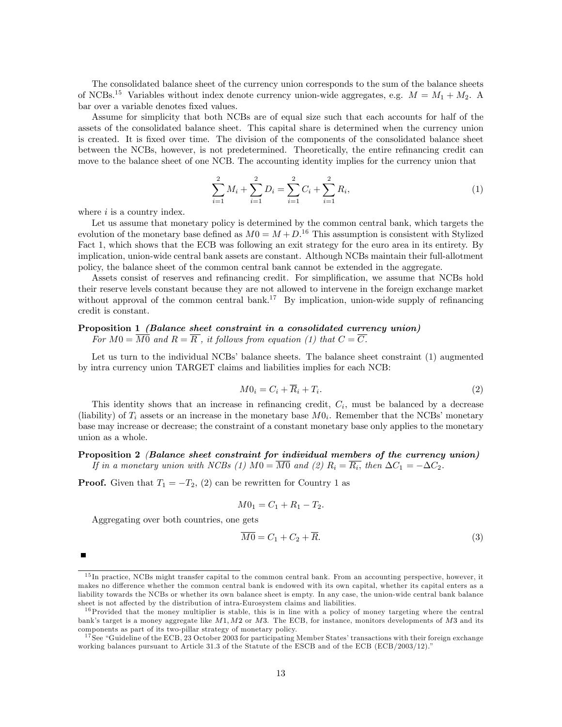The consolidated balance sheet of the currency union corresponds to the sum of the balance sheets of NCBs.[15] Variables without index denote currency union-wide aggregates, e.g. $M = M_1 + M_2$. A bar over a variable denotes fixed values.

Assume for simplicity that both NCBs are of equal size such that each accounts for half of the assets of the consolidated balance sheet. This capital share is determined when the currency union is created. It is fixed over time. The division of the components of the consolidated balance sheet between the NCBs, however, is not predetermined. Theoretically, the entire refinancing credit can move to the balance sheet of one NCB. The accounting identity implies for the currency union that

$$\sum_{i=1}^{2} M_i + \sum_{i=1}^{2} D_i = \sum_{i=1}^{2} C_i + \sum_{i=1}^{2} R_i, \tag{1}$$

where $i$ is a country index.

Let us assume that monetary policy is determined by the common central bank, which targets the evolution of the monetary base defined as $M0 = M + D$.[16] This assumption is consistent with Stylized Fact 1, which shows that the ECB was following an exit strategy for the euro area in its entirety. By implication, union-wide central bank assets are constant. Although NCBs maintain their full-allotment policy, the balance sheet of the common central bank cannot be extended in the aggregate.

Assets consist of reserves and refinancing credit. For simplification, we assume that NCBs hold their reserve levels constant because they are not allowed to intervene in the foreign exchange market without approval of the common central bank.[17] By implication, union-wide supply of refinancing credit is constant.

**Proposition 1** ***(Balance sheet constraint in a consolidated currency union)***
*For $M0 = \overline{M0}$ and $R = \overline{R}$ , it follows from equation (1) that $C = \overline{C}$.*

Let us turn to the individual NCBs' balance sheets. The balance sheet constraint (1) augmented by intra currency union TARGET claims and liabilities implies for each NCB:

$$M0_i = C_i + \overline{R}_i + T_i. \tag{2}$$

This identity shows that an increase in refinancing credit, $C_i$, must be balanced by a decrease (liability) of $T_i$ assets or an increase in the monetary base $M0_i$. Remember that the NCBs' monetary base may increase or decrease; the constraint of a constant monetary base only applies to the monetary union as a whole.

**Proposition 2** ***(Balance sheet constraint for individual members of the currency union)***
*If in a monetary union with NCBs (1) $M0 = \overline{M0}$ and (2) $R_i = \overline{R_i}$, then $\Delta C_1 = -\Delta C_2$.*

**Proof.** Given that $T_1 = -T_2$, (2) can be rewritten for Country 1 as

$$M0_1 = C_1 + R_1 - T_2.$$

Aggregating over both countries, one gets

$$\overline{M0} = C_1 + C_2 + \overline{R}. \tag{3}$$

■

---

[15] In practice, NCBs might transfer capital to the common central bank. From an accounting perspective, however, it makes no difference whether the common central bank is endowed with its own capital, whether its capital enters as a liability towards the NCBs or whether its own balance sheet is empty. In any case, the union-wide central bank balance sheet is not affected by the distribution of intra-Eurosystem claims and liabilities.

[16] Provided that the money multiplier is stable, this is in line with a policy of money targeting where the central bank's target is a money aggregate like $M1, M2$ or $M3$. The ECB, for instance, monitors developments of $M3$ and its components as part of its two-pillar strategy of monetary policy.

[17] See "Guideline of the ECB, 23 October 2003 for participating Member States' transactions with their foreign exchange working balances pursuant to Article 31.3 of the Statute of the ESCB and of the ECB (ECB/2003/12)."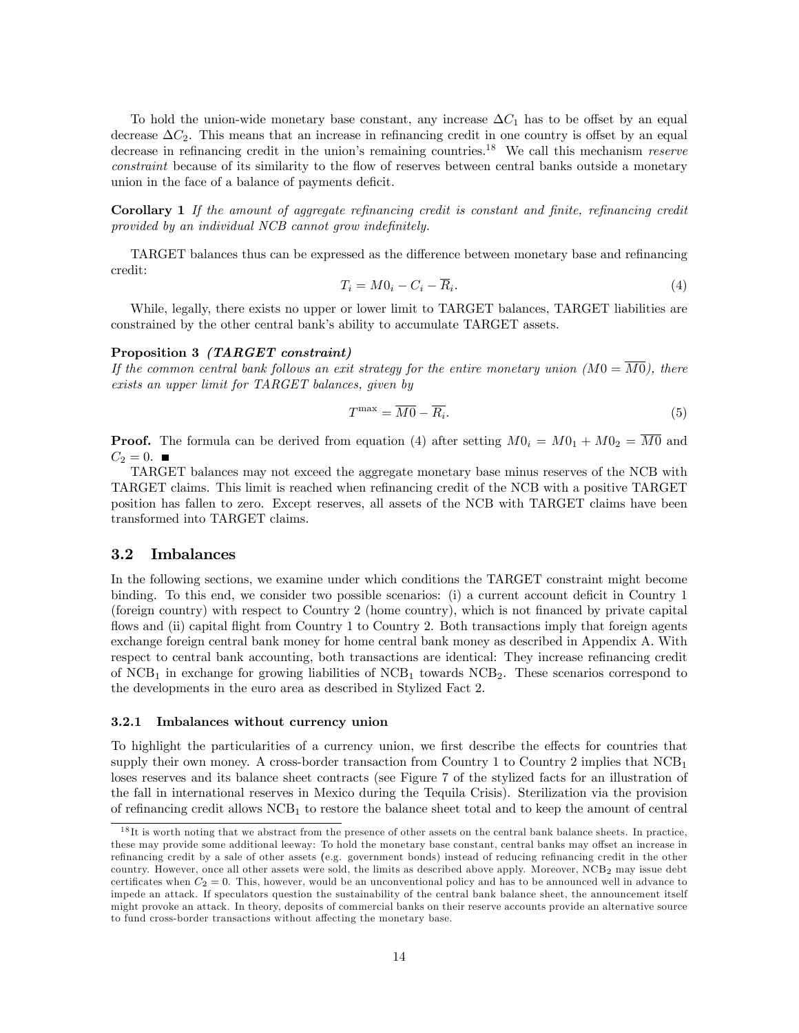To hold the union-wide monetary base constant, any increase $\Delta C_1$ has to be offset by an equal decrease $\Delta C_2$. This means that an increase in refinancing credit in one country is offset by an equal decrease in refinancing credit in the union's remaining countries.[18] We call this mechanism *reserve constraint* because of its similarity to the flow of reserves between central banks outside a monetary union in the face of a balance of payments deficit.

**Corollary 1** *If the amount of aggregate refinancing credit is constant and finite, refinancing credit provided by an individual NCB cannot grow indefinitely.*

TARGET balances thus can be expressed as the difference between monetary base and refinancing credit:

$$T_i = M0_i - C_i - \overline{R}_i. \tag{4}$$

While, legally, there exists no upper or lower limit to TARGET balances, TARGET liabilities are constrained by the other central bank's ability to accumulate TARGET assets.

**Proposition 3** ***(TARGET constraint)***
*If the common central bank follows an exit strategy for the entire monetary union ($M0 = \overline{M0}$), there exists an upper limit for TARGET balances, given by*

$$T^{\max} = \overline{M0} - \overline{R_i}. \tag{5}$$

**Proof.** The formula can be derived from equation (4) after setting $M0_i = M0_1 + M0_2 = \overline{M0}$ and $C_2 = 0$. ■

TARGET balances may not exceed the aggregate monetary base minus reserves of the NCB with TARGET claims. This limit is reached when refinancing credit of the NCB with a positive TARGET position has fallen to zero. Except reserves, all assets of the NCB with TARGET claims have been transformed into TARGET claims.

## 3.2 Imbalances

In the following sections, we examine under which conditions the TARGET constraint might become binding. To this end, we consider two possible scenarios: (i) a current account deficit in Country 1 (foreign country) with respect to Country 2 (home country), which is not financed by private capital flows and (ii) capital flight from Country 1 to Country 2. Both transactions imply that foreign agents exchange foreign central bank money for home central bank money as described in Appendix A. With respect to central bank accounting, both transactions are identical: They increase refinancing credit of $\text{NCB}_1$ in exchange for growing liabilities of $\text{NCB}_1$ towards $\text{NCB}_2$. These scenarios correspond to the developments in the euro area as described in Stylized Fact 2.

### 3.2.1 Imbalances without currency union

To highlight the particularities of a currency union, we first describe the effects for countries that supply their own money. A cross-border transaction from Country 1 to Country 2 implies that $\text{NCB}_1$ loses reserves and its balance sheet contracts (see Figure 7 of the stylized facts for an illustration of the fall in international reserves in Mexico during the Tequila Crisis). Sterilization via the provision of refinancing credit allows $\text{NCB}_1$ to restore the balance sheet total and to keep the amount of central

[18] It is worth noting that we abstract from the presence of other assets on the central bank balance sheets. In practice, these may provide some additional leeway: To hold the monetary base constant, central banks may offset an increase in refinancing credit by a sale of other assets (e.g. government bonds) instead of reducing refinancing credit in the other country. However, once all other assets were sold, the limits as described above apply. Moreover, $\text{NCB}_2$ may issue debt certificates when $C_2 = 0$. This, however, would be an unconventional policy and has to be announced well in advance to impede an attack. If speculators question the sustainability of the central bank balance sheet, the announcement itself might provoke an attack. In theory, deposits of commercial banks on their reserve accounts provide an alternative source to fund cross-border transactions without affecting the monetary base.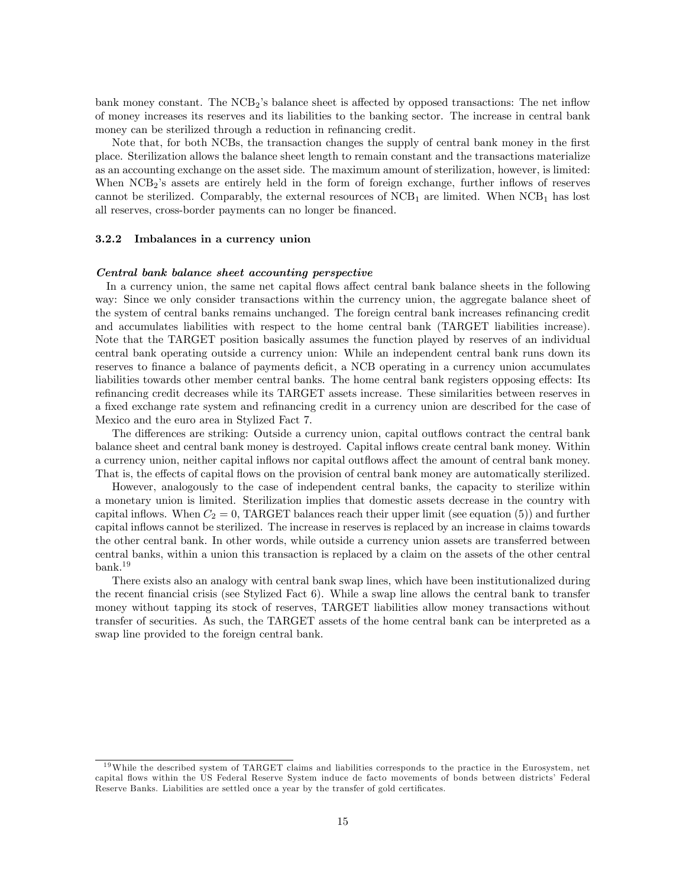bank money constant. The $NCB_2$'s balance sheet is affected by opposed transactions: The net inflow of money increases its reserves and its liabilities to the banking sector. The increase in central bank money can be sterilized through a reduction in refinancing credit.

Note that, for both NCBs, the transaction changes the supply of central bank money in the first place. Sterilization allows the balance sheet length to remain constant and the transactions materialize as an accounting exchange on the asset side. The maximum amount of sterilization, however, is limited: When $NCB_2$'s assets are entirely held in the form of foreign exchange, further inflows of reserves cannot be sterilized. Comparably, the external resources of $NCB_1$ are limited. When $NCB_1$ has lost all reserves, cross-border payments can no longer be financed.

### 3.2.2 Imbalances in a currency union

***Central bank balance sheet accounting perspective***

In a currency union, the same net capital flows affect central bank balance sheets in the following way: Since we only consider transactions within the currency union, the aggregate balance sheet of the system of central banks remains unchanged. The foreign central bank increases refinancing credit and accumulates liabilities with respect to the home central bank (TARGET liabilities increase). Note that the TARGET position basically assumes the function played by reserves of an individual central bank operating outside a currency union: While an independent central bank runs down its reserves to finance a balance of payments deficit, a NCB operating in a currency union accumulates liabilities towards other member central banks. The home central bank registers opposing effects: Its refinancing credit decreases while its TARGET assets increase. These similarities between reserves in a fixed exchange rate system and refinancing credit in a currency union are described for the case of Mexico and the euro area in Stylized Fact 7.

The differences are striking: Outside a currency union, capital outflows contract the central bank balance sheet and central bank money is destroyed. Capital inflows create central bank money. Within a currency union, neither capital inflows nor capital outflows affect the amount of central bank money. That is, the effects of capital flows on the provision of central bank money are automatically sterilized.

However, analogously to the case of independent central banks, the capacity to sterilize within a monetary union is limited. Sterilization implies that domestic assets decrease in the country with capital inflows. When $C_2 = 0$, TARGET balances reach their upper limit (see equation (5)) and further capital inflows cannot be sterilized. The increase in reserves is replaced by an increase in claims towards the other central bank. In other words, while outside a currency union assets are transferred between central banks, within a union this transaction is replaced by a claim on the assets of the other central bank.[19]

There exists also an analogy with central bank swap lines, which have been institutionalized during the recent financial crisis (see Stylized Fact 6). While a swap line allows the central bank to transfer money without tapping its stock of reserves, TARGET liabilities allow money transactions without transfer of securities. As such, the TARGET assets of the home central bank can be interpreted as a swap line provided to the foreign central bank.

[19] While the described system of TARGET claims and liabilities corresponds to the practice in the Eurosystem, net capital flows within the US Federal Reserve System induce de facto movements of bonds between districts' Federal Reserve Banks. Liabilities are settled once a year by the transfer of gold certificates.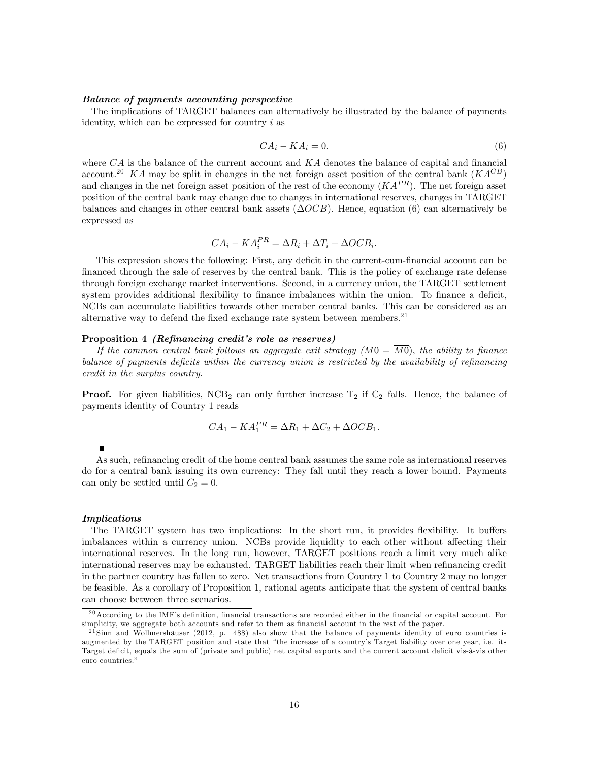***Balance of payments accounting perspective***

The implications of TARGET balances can alternatively be illustrated by the balance of payments identity, which can be expressed for country $i$ as

$$CA_i - KA_i = 0. \tag{6}$$

where $CA$ is the balance of the current account and $KA$ denotes the balance of capital and financial account.[20] $KA$ may be split in changes in the net foreign asset position of the central bank ($KA^{CB}$) and changes in the net foreign asset position of the rest of the economy ($KA^{PR}$). The net foreign asset position of the central bank may change due to changes in international reserves, changes in TARGET balances and changes in other central bank assets ($\Delta OCB$). Hence, equation (6) can alternatively be expressed as

$$CA_i - KA_i^{PR} = \Delta R_i + \Delta T_i + \Delta OCB_i.$$

This expression shows the following: First, any deficit in the current-cum-financial account can be financed through the sale of reserves by the central bank. This is the policy of exchange rate defense through foreign exchange market interventions. Second, in a currency union, the TARGET settlement system provides additional flexibility to finance imbalances within the union. To finance a deficit, NCBs can accumulate liabilities towards other member central banks. This can be considered as an alternative way to defend the fixed exchange rate system between members.[21]

**Proposition 4** ***(Refinancing credit's role as reserves)***
*If the common central bank follows an aggregate exit strategy ($M0 = \overline{M0}$), the ability to finance balance of payments deficits within the currency union is restricted by the availability of refinancing credit in the surplus country.*

**Proof.** For given liabilities, $NCB_2$ can only further increase $T_2$ if $C_2$ falls. Hence, the balance of payments identity of Country 1 reads

$$CA_1 - KA_1^{PR} = \Delta R_1 + \Delta C_2 + \Delta OCB_1.$$

■

As such, refinancing credit of the home central bank assumes the same role as international reserves do for a central bank issuing its own currency: They fall until they reach a lower bound. Payments can only be settled until $C_2 = 0$.

***Implications***

The TARGET system has two implications: In the short run, it provides flexibility. It buffers imbalances within a currency union. NCBs provide liquidity to each other without affecting their international reserves. In the long run, however, TARGET positions reach a limit very much alike international reserves may be exhausted. TARGET liabilities reach their limit when refinancing credit in the partner country has fallen to zero. Net transactions from Country 1 to Country 2 may no longer be feasible. As a corollary of Proposition 1, rational agents anticipate that the system of central banks can choose between three scenarios.

---

[20] According to the IMF's definition, financial transactions are recorded either in the financial or capital account. For simplicity, we aggregate both accounts and refer to them as financial account in the rest of the paper.

[21] Sinn and Wollmershäuser (2012, p. 488) also show that the balance of payments identity of euro countries is augmented by the TARGET position and state that "the increase of a country's Target liability over one year, i.e. its Target deficit, equals the sum of (private and public) net capital exports and the current account deficit vis-à-vis other euro countries."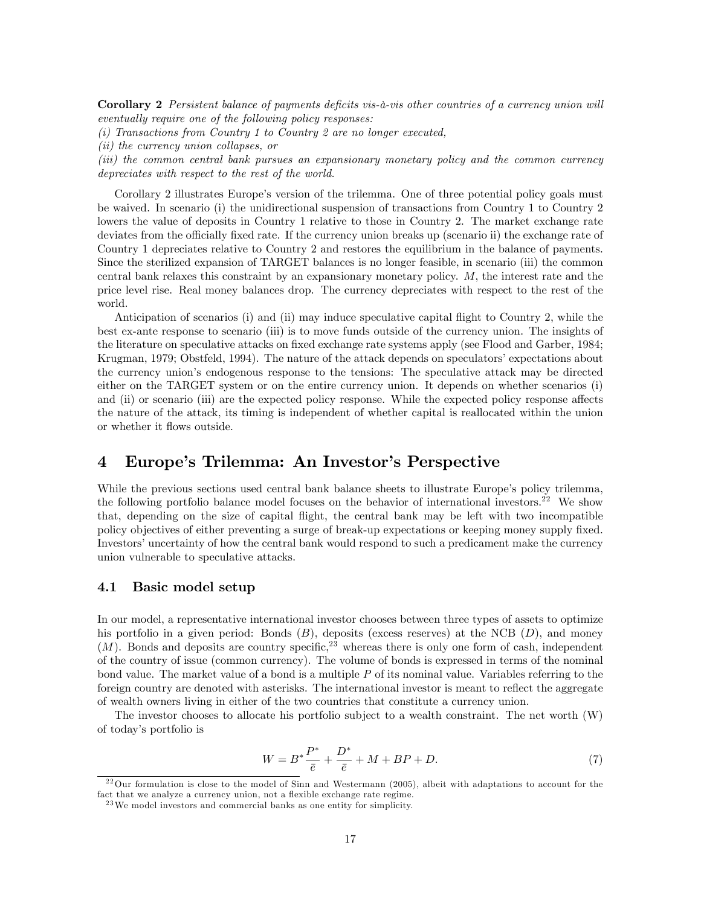**Corollary 2** *Persistent balance of payments deficits vis-à-vis other countries of a currency union will eventually require one of the following policy responses:*
*(i) Transactions from Country 1 to Country 2 are no longer executed,*
*(ii) the currency union collapses, or*
*(iii) the common central bank pursues an expansionary monetary policy and the common currency depreciates with respect to the rest of the world.*

Corollary 2 illustrates Europe's version of the trilemma. One of three potential policy goals must be waived. In scenario (i) the unidirectional suspension of transactions from Country 1 to Country 2 lowers the value of deposits in Country 1 relative to those in Country 2. The market exchange rate deviates from the officially fixed rate. If the currency union breaks up (scenario ii) the exchange rate of Country 1 depreciates relative to Country 2 and restores the equilibrium in the balance of payments. Since the sterilized expansion of TARGET balances is no longer feasible, in scenario (iii) the common central bank relaxes this constraint by an expansionary monetary policy. $M$, the interest rate and the price level rise. Real money balances drop. The currency depreciates with respect to the rest of the world.

Anticipation of scenarios (i) and (ii) may induce speculative capital flight to Country 2, while the best ex-ante response to scenario (iii) is to move funds outside of the currency union. The insights of the literature on speculative attacks on fixed exchange rate systems apply (see Flood and Garber, 1984; Krugman, 1979; Obstfeld, 1994). The nature of the attack depends on speculators' expectations about the currency union's endogenous response to the tensions: The speculative attack may be directed either on the TARGET system or on the entire currency union. It depends on whether scenarios (i) and (ii) or scenario (iii) are the expected policy response. While the expected policy response affects the nature of the attack, its timing is independent of whether capital is reallocated within the union or whether it flows outside.

# 4 Europe's Trilemma: An Investor's Perspective

While the previous sections used central bank balance sheets to illustrate Europe's policy trilemma, the following portfolio balance model focuses on the behavior of international investors.[22] We show that, depending on the size of capital flight, the central bank may be left with two incompatible policy objectives of either preventing a surge of break-up expectations or keeping money supply fixed. Investors' uncertainty of how the central bank would respond to such a predicament make the currency union vulnerable to speculative attacks.

## 4.1 Basic model setup

In our model, a representative international investor chooses between three types of assets to optimize his portfolio in a given period: Bonds ($B$), deposits (excess reserves) at the NCB ($D$), and money ($M$). Bonds and deposits are country specific,[23] whereas there is only one form of cash, independent of the country of issue (common currency). The volume of bonds is expressed in terms of the nominal bond value. The market value of a bond is a multiple $P$ of its nominal value. Variables referring to the foreign country are denoted with asterisks. The international investor is meant to reflect the aggregate of wealth owners living in either of the two countries that constitute a currency union.

The investor chooses to allocate his portfolio subject to a wealth constraint. The net worth (W) of today's portfolio is

$$W = B^* \frac{P^*}{\bar{e}} + \frac{D^*}{\bar{e}} + M + BP + D. \tag{7}$$

[22] Our formulation is close to the model of Sinn and Westermann (2005), albeit with adaptations to account for the fact that we analyze a currency union, not a flexible exchange rate regime.

[23] We model investors and commercial banks as one entity for simplicity.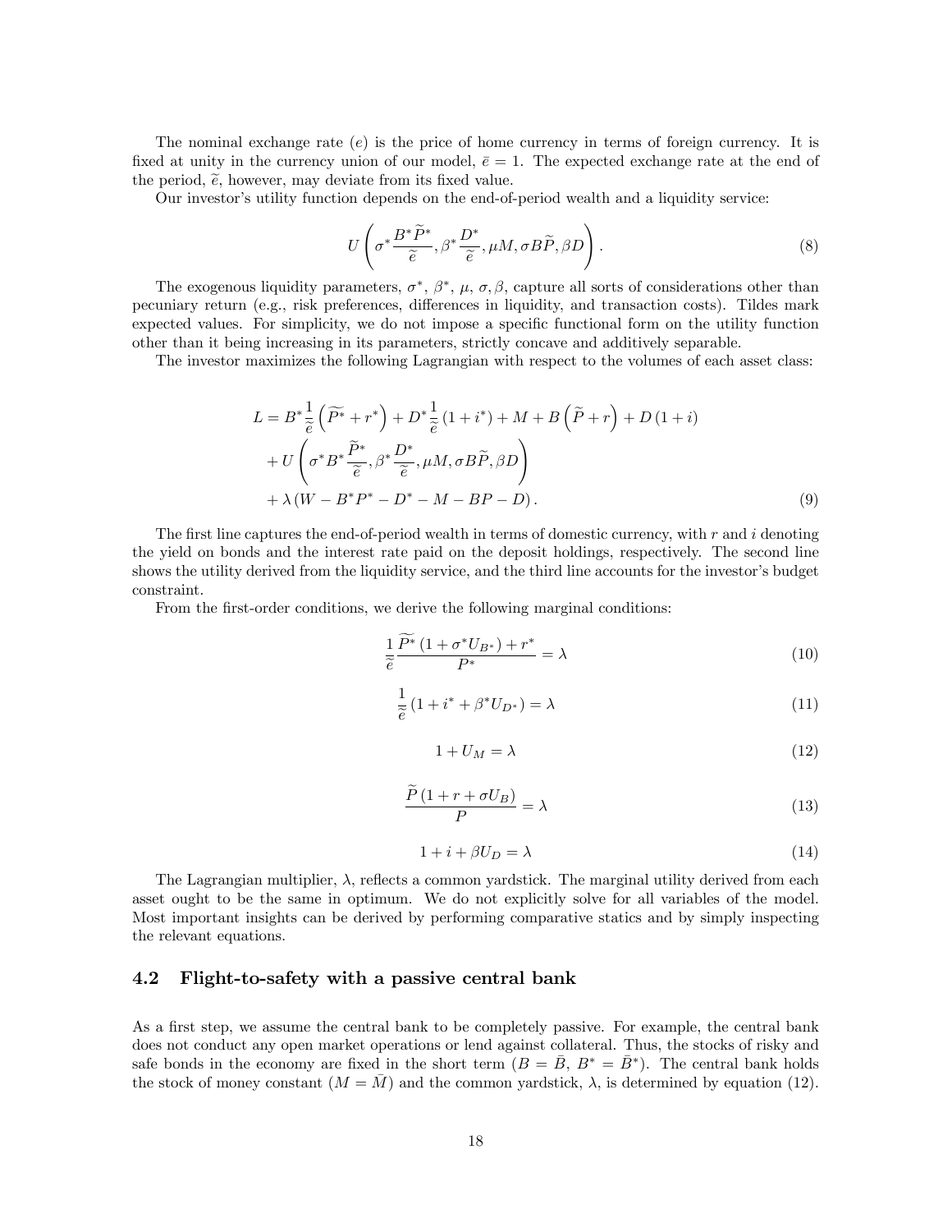The nominal exchange rate ($e$) is the price of home currency in terms of foreign currency. It is fixed at unity in the currency union of our model, $\bar{e} = 1$. The expected exchange rate at the end of the period, $\widetilde{e}$, however, may deviate from its fixed value.

Our investor's utility function depends on the end-of-period wealth and a liquidity service:

$$U\left(\sigma^* \frac{B^* \widetilde{P}^*}{\widetilde{e}}, \beta^* \frac{D^*}{\widetilde{e}}, \mu M, \sigma B \widetilde{P}, \beta D\right). \tag{8}$$

The exogenous liquidity parameters, $\sigma^*$, $\beta^*$, $\mu$, $\sigma, \beta$, capture all sorts of considerations other than pecuniary return (e.g., risk preferences, differences in liquidity, and transaction costs). Tildes mark expected values. For simplicity, we do not impose a specific functional form on the utility function other than it being increasing in its parameters, strictly concave and additively separable.

The investor maximizes the following Lagrangian with respect to the volumes of each asset class:

$$\begin{aligned}
L = {} & B^* \frac{1}{\widetilde{e}}\left(\widetilde{P^*} + r^*\right) + D^* \frac{1}{\widetilde{e}}\left(1 + i^*\right) + M + B\left(\widetilde{P} + r\right) + D\left(1 + i\right) \\
& + U\left(\sigma^* B^* \frac{\widetilde{P}^*}{\widetilde{e}}, \beta^* \frac{D^*}{\widetilde{e}}, \mu M, \sigma B \widetilde{P}, \beta D\right) \\
& + \lambda\left(W - B^* P^* - D^* - M - BP - D\right).
\end{aligned} \tag{9}$$

The first line captures the end-of-period wealth in terms of domestic currency, with $r$ and $i$ denoting the yield on bonds and the interest rate paid on the deposit holdings, respectively. The second line shows the utility derived from the liquidity service, and the third line accounts for the investor's budget constraint.

From the first-order conditions, we derive the following marginal conditions:

$$\frac{1}{\widetilde{e}} \frac{\widetilde{P^*}\left(1 + \sigma^* U_{B^*}\right) + r^*}{P^*} = \lambda \tag{10}$$

$$\frac{1}{\widetilde{e}}\left(1 + i^* + \beta^* U_{D^*}\right) = \lambda \tag{11}$$

$$1 + U_M = \lambda \tag{12}$$

$$\frac{\widetilde{P}\left(1 + r + \sigma U_B\right)}{P} = \lambda \tag{13}$$

$$1 + i + \beta U_D = \lambda \tag{14}$$

The Lagrangian multiplier, $\lambda$, reflects a common yardstick. The marginal utility derived from each asset ought to be the same in optimum. We do not explicitly solve for all variables of the model. Most important insights can be derived by performing comparative statics and by simply inspecting the relevant equations.

## 4.2 Flight-to-safety with a passive central bank

As a first step, we assume the central bank to be completely passive. For example, the central bank does not conduct any open market operations or lend against collateral. Thus, the stocks of risky and safe bonds in the economy are fixed in the short term ($B = \bar{B}$, $B^* = \bar{B}^*$). The central bank holds the stock of money constant ($M = \bar{M}$) and the common yardstick, $\lambda$, is determined by equation (12).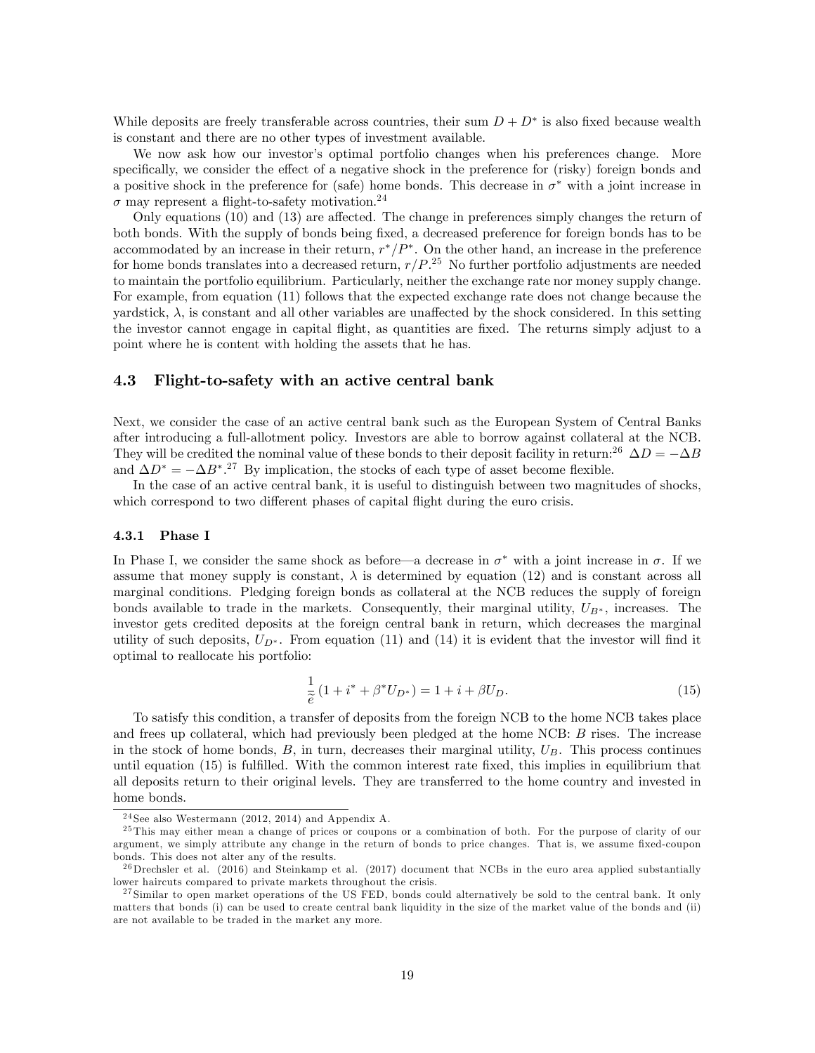While deposits are freely transferable across countries, their sum $D + D^*$ is also fixed because wealth is constant and there are no other types of investment available.

We now ask how our investor's optimal portfolio changes when his preferences change. More specifically, we consider the effect of a negative shock in the preference for (risky) foreign bonds and a positive shock in the preference for (safe) home bonds. This decrease in $\sigma^*$ with a joint increase in $\sigma$ may represent a flight-to-safety motivation.[24]

Only equations (10) and (13) are affected. The change in preferences simply changes the return of both bonds. With the supply of bonds being fixed, a decreased preference for foreign bonds has to be accommodated by an increase in their return, $r^*/P^*$. On the other hand, an increase in the preference for home bonds translates into a decreased return, $r/P$.[25] No further portfolio adjustments are needed to maintain the portfolio equilibrium. Particularly, neither the exchange rate nor money supply change. For example, from equation (11) follows that the expected exchange rate does not change because the yardstick, $\lambda$, is constant and all other variables are unaffected by the shock considered. In this setting the investor cannot engage in capital flight, as quantities are fixed. The returns simply adjust to a point where he is content with holding the assets that he has.

### 4.3 Flight-to-safety with an active central bank

Next, we consider the case of an active central bank such as the European System of Central Banks after introducing a full-allotment policy. Investors are able to borrow against collateral at the NCB. They will be credited the nominal value of these bonds to their deposit facility in return:[26] $\Delta D = -\Delta B$ and $\Delta D^* = -\Delta B^*$.[27] By implication, the stocks of each type of asset become flexible.

In the case of an active central bank, it is useful to distinguish between two magnitudes of shocks, which correspond to two different phases of capital flight during the euro crisis.

#### 4.3.1 Phase I

In Phase I, we consider the same shock as before—a decrease in $\sigma^*$ with a joint increase in $\sigma$. If we assume that money supply is constant, $\lambda$ is determined by equation (12) and is constant across all marginal conditions. Pledging foreign bonds as collateral at the NCB reduces the supply of foreign bonds available to trade in the markets. Consequently, their marginal utility, $U_{B^*}$, increases. The investor gets credited deposits at the foreign central bank in return, which decreases the marginal utility of such deposits, $U_{D^*}$. From equation (11) and (14) it is evident that the investor will find it optimal to reallocate his portfolio:

$$\frac{1}{\tilde{e}}\left(1 + i^* + \beta^* U_{D^*}\right) = 1 + i + \beta U_D. \tag{15}$$

To satisfy this condition, a transfer of deposits from the foreign NCB to the home NCB takes place and frees up collateral, which had previously been pledged at the home NCB: $B$ rises. The increase in the stock of home bonds, $B$, in turn, decreases their marginal utility, $U_B$. This process continues until equation (15) is fulfilled. With the common interest rate fixed, this implies in equilibrium that all deposits return to their original levels. They are transferred to the home country and invested in home bonds.

---

[24] See also Westermann (2012, 2014) and Appendix A.

[25] This may either mean a change of prices or coupons or a combination of both. For the purpose of clarity of our argument, we simply attribute any change in the return of bonds to price changes. That is, we assume fixed-coupon bonds. This does not alter any of the results.

[26] Drechsler et al. (2016) and Steinkamp et al. (2017) document that NCBs in the euro area applied substantially lower haircuts compared to private markets throughout the crisis.

[27] Similar to open market operations of the US FED, bonds could alternatively be sold to the central bank. It only matters that bonds (i) can be used to create central bank liquidity in the size of the market value of the bonds and (ii) are not available to be traded in the market any more.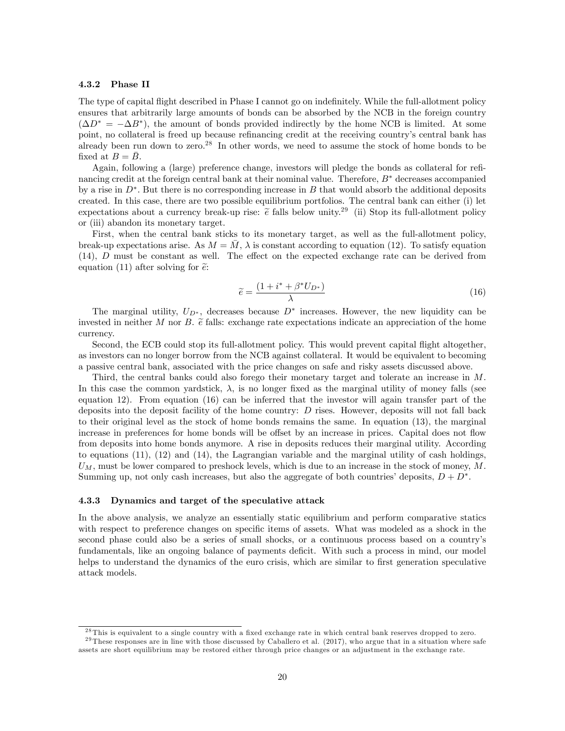### 4.3.2 Phase II

The type of capital flight described in Phase I cannot go on indefinitely. While the full-allotment policy ensures that arbitrarily large amounts of bonds can be absorbed by the NCB in the foreign country ($\Delta D^* = -\Delta B^*$), the amount of bonds provided indirectly by the home NCB is limited. At some point, no collateral is freed up because refinancing credit at the receiving country's central bank has already been run down to zero.[28] In other words, we need to assume the stock of home bonds to be fixed at $B = \bar{B}$.

Again, following a (large) preference change, investors will pledge the bonds as collateral for refinancing credit at the foreign central bank at their nominal value. Therefore, $B^*$ decreases accompanied by a rise in $D^*$. But there is no corresponding increase in $B$ that would absorb the additional deposits created. In this case, there are two possible equilibrium portfolios. The central bank can either (i) let expectations about a currency break-up rise: $\widetilde{e}$ falls below unity.[29] (ii) Stop its full-allotment policy or (iii) abandon its monetary target.

First, when the central bank sticks to its monetary target, as well as the full-allotment policy, break-up expectations arise. As $M = \bar{M}$, $\lambda$ is constant according to equation (12). To satisfy equation (14), $D$ must be constant as well. The effect on the expected exchange rate can be derived from equation (11) after solving for $\widetilde{e}$:

$$\widetilde{e} = \frac{(1 + i^* + \beta^* U_{D^*})}{\lambda} \tag{16}$$

The marginal utility, $U_{D^*}$, decreases because $D^*$ increases. However, the new liquidity can be invested in neither $M$ nor $B$. $\widetilde{e}$ falls: exchange rate expectations indicate an appreciation of the home currency.

Second, the ECB could stop its full-allotment policy. This would prevent capital flight altogether, as investors can no longer borrow from the NCB against collateral. It would be equivalent to becoming a passive central bank, associated with the price changes on safe and risky assets discussed above.

Third, the central banks could also forego their monetary target and tolerate an increase in $M$. In this case the common yardstick, $\lambda$, is no longer fixed as the marginal utility of money falls (see equation 12). From equation (16) can be inferred that the investor will again transfer part of the deposits into the deposit facility of the home country: $D$ rises. However, deposits will not fall back to their original level as the stock of home bonds remains the same. In equation (13), the marginal increase in preferences for home bonds will be offset by an increase in prices. Capital does not flow from deposits into home bonds anymore. A rise in deposits reduces their marginal utility. According to equations (11), (12) and (14), the Lagrangian variable and the marginal utility of cash holdings, $U_M$, must be lower compared to preshock levels, which is due to an increase in the stock of money, $M$. Summing up, not only cash increases, but also the aggregate of both countries' deposits, $D + D^*$.

### 4.3.3 Dynamics and target of the speculative attack

In the above analysis, we analyze an essentially static equilibrium and perform comparative statics with respect to preference changes on specific items of assets. What was modeled as a shock in the second phase could also be a series of small shocks, or a continuous process based on a country's fundamentals, like an ongoing balance of payments deficit. With such a process in mind, our model helps to understand the dynamics of the euro crisis, which are similar to first generation speculative attack models.

[28] This is equivalent to a single country with a fixed exchange rate in which central bank reserves dropped to zero.

[29] These responses are in line with those discussed by Caballero et al. (2017), who argue that in a situation where safe assets are short equilibrium may be restored either through price changes or an adjustment in the exchange rate.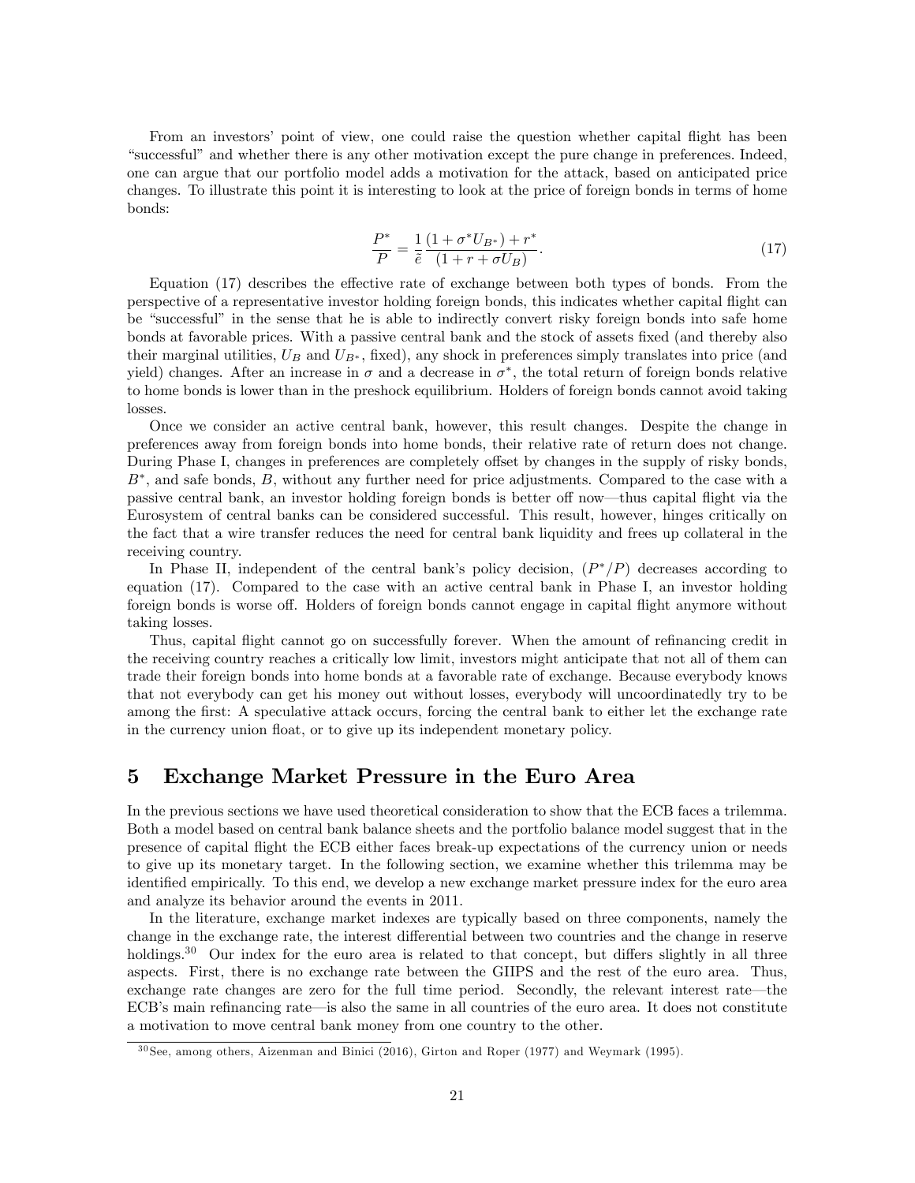From an investors' point of view, one could raise the question whether capital flight has been "successful" and whether there is any other motivation except the pure change in preferences. Indeed, one can argue that our portfolio model adds a motivation for the attack, based on anticipated price changes. To illustrate this point it is interesting to look at the price of foreign bonds in terms of home bonds:

$$\frac{P^*}{P} = \frac{1}{\bar{e}} \frac{(1 + \sigma^* U_{B^*}) + r^*}{(1 + r + \sigma U_B)}. \tag{17}$$

Equation (17) describes the effective rate of exchange between both types of bonds. From the perspective of a representative investor holding foreign bonds, this indicates whether capital flight can be "successful" in the sense that he is able to indirectly convert risky foreign bonds into safe home bonds at favorable prices. With a passive central bank and the stock of assets fixed (and thereby also their marginal utilities, $U_B$ and $U_{B^*}$, fixed), any shock in preferences simply translates into price (and yield) changes. After an increase in $\sigma$ and a decrease in $\sigma^*$, the total return of foreign bonds relative to home bonds is lower than in the preshock equilibrium. Holders of foreign bonds cannot avoid taking losses.

Once we consider an active central bank, however, this result changes. Despite the change in preferences away from foreign bonds into home bonds, their relative rate of return does not change. During Phase I, changes in preferences are completely offset by changes in the supply of risky bonds, $B^*$, and safe bonds, $B$, without any further need for price adjustments. Compared to the case with a passive central bank, an investor holding foreign bonds is better off now—thus capital flight via the Eurosystem of central banks can be considered successful. This result, however, hinges critically on the fact that a wire transfer reduces the need for central bank liquidity and frees up collateral in the receiving country.

In Phase II, independent of the central bank's policy decision, $(P^*/P)$ decreases according to equation (17). Compared to the case with an active central bank in Phase I, an investor holding foreign bonds is worse off. Holders of foreign bonds cannot engage in capital flight anymore without taking losses.

Thus, capital flight cannot go on successfully forever. When the amount of refinancing credit in the receiving country reaches a critically low limit, investors might anticipate that not all of them can trade their foreign bonds into home bonds at a favorable rate of exchange. Because everybody knows that not everybody can get his money out without losses, everybody will uncoordinatedly try to be among the first: A speculative attack occurs, forcing the central bank to either let the exchange rate in the currency union float, or to give up its independent monetary policy.

# 5 Exchange Market Pressure in the Euro Area

In the previous sections we have used theoretical consideration to show that the ECB faces a trilemma. Both a model based on central bank balance sheets and the portfolio balance model suggest that in the presence of capital flight the ECB either faces break-up expectations of the currency union or needs to give up its monetary target. In the following section, we examine whether this trilemma may be identified empirically. To this end, we develop a new exchange market pressure index for the euro area and analyze its behavior around the events in 2011.

In the literature, exchange market indexes are typically based on three components, namely the change in the exchange rate, the interest differential between two countries and the change in reserve holdings.[30] Our index for the euro area is related to that concept, but differs slightly in all three aspects. First, there is no exchange rate between the GIIPS and the rest of the euro area. Thus, exchange rate changes are zero for the full time period. Secondly, the relevant interest rate—the ECB's main refinancing rate—is also the same in all countries of the euro area. It does not constitute a motivation to move central bank money from one country to the other.

[30] See, among others, Aizenman and Binici (2016), Girton and Roper (1977) and Weymark (1995).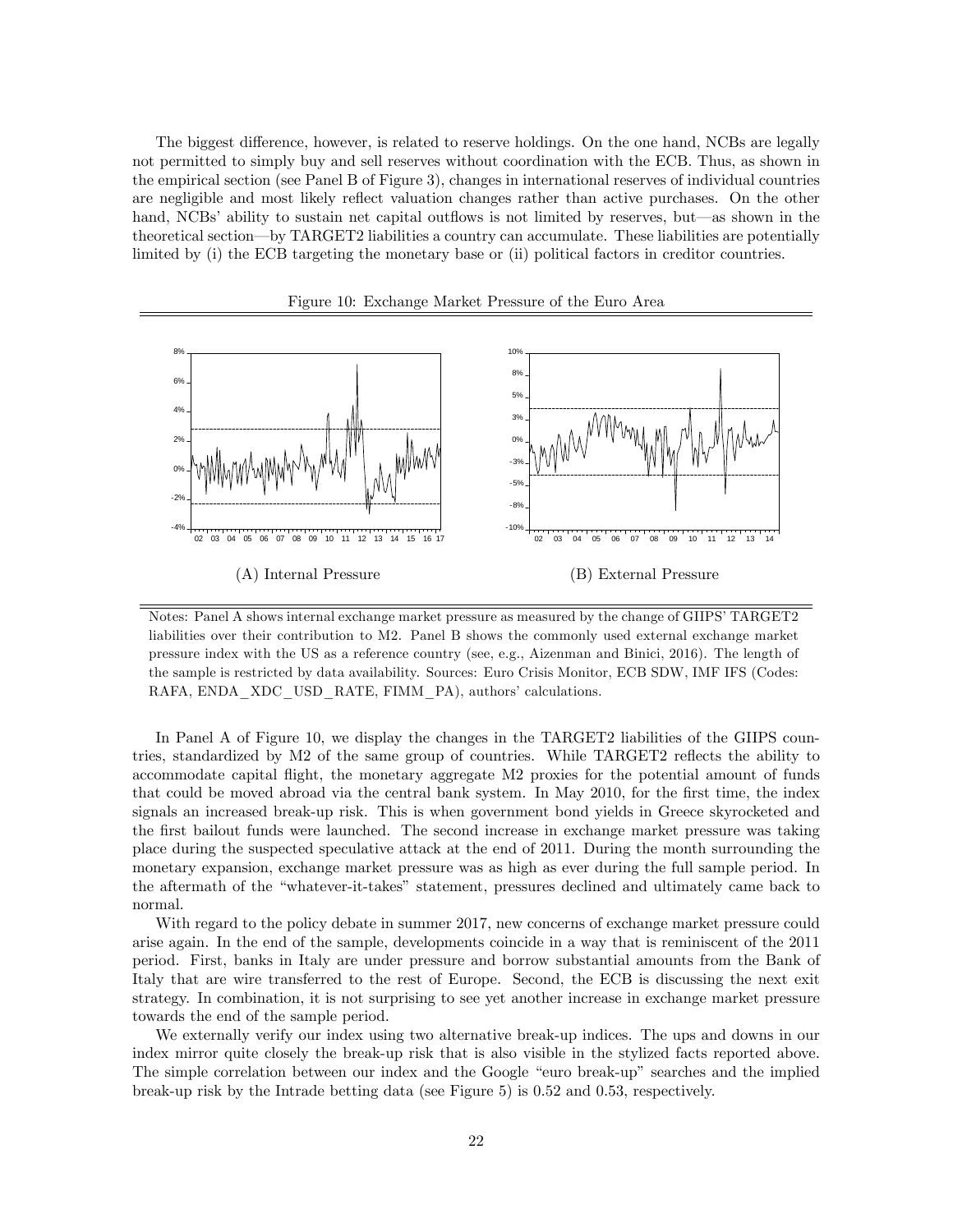The biggest difference, however, is related to reserve holdings. On the one hand, NCBs are legally not permitted to simply buy and sell reserves without coordination with the ECB. Thus, as shown in the empirical section (see Panel B of Figure 3), changes in international reserves of individual countries are negligible and most likely reflect valuation changes rather than active purchases. On the other hand, NCBs' ability to sustain net capital outflows is not limited by reserves, but—as shown in the theoretical section—by TARGET2 liabilities a country can accumulate. These liabilities are potentially limited by (i) the ECB targeting the monetary base or (ii) political factors in creditor countries.

Figure 10: Exchange Market Pressure of the Euro Area

(A) Internal Pressure

(B) External Pressure

Notes: Panel A shows internal exchange market pressure as measured by the change of GIIPS' TARGET2 liabilities over their contribution to M2. Panel B shows the commonly used external exchange market pressure index with the US as a reference country (see, e.g., Aizenman and Binici, 2016). The length of the sample is restricted by data availability. Sources: Euro Crisis Monitor, ECB SDW, IMF IFS (Codes: RAFA, ENDA_XDC_USD_RATE, FIMM_PA), authors' calculations.

In Panel A of Figure 10, we display the changes in the TARGET2 liabilities of the GIIPS countries, standardized by M2 of the same group of countries. While TARGET2 reflects the ability to accommodate capital flight, the monetary aggregate M2 proxies for the potential amount of funds that could be moved abroad via the central bank system. In May 2010, for the first time, the index signals an increased break-up risk. This is when government bond yields in Greece skyrocketed and the first bailout funds were launched. The second increase in exchange market pressure was taking place during the suspected speculative attack at the end of 2011. During the month surrounding the monetary expansion, exchange market pressure was as high as ever during the full sample period. In the aftermath of the "whatever-it-takes" statement, pressures declined and ultimately came back to normal.

With regard to the policy debate in summer 2017, new concerns of exchange market pressure could arise again. In the end of the sample, developments coincide in a way that is reminiscent of the 2011 period. First, banks in Italy are under pressure and borrow substantial amounts from the Bank of Italy that are wire transferred to the rest of Europe. Second, the ECB is discussing the next exit strategy. In combination, it is not surprising to see yet another increase in exchange market pressure towards the end of the sample period.

We externally verify our index using two alternative break-up indices. The ups and downs in our index mirror quite closely the break-up risk that is also visible in the stylized facts reported above. The simple correlation between our index and the Google "euro break-up" searches and the implied break-up risk by the Intrade betting data (see Figure 5) is 0.52 and 0.53, respectively.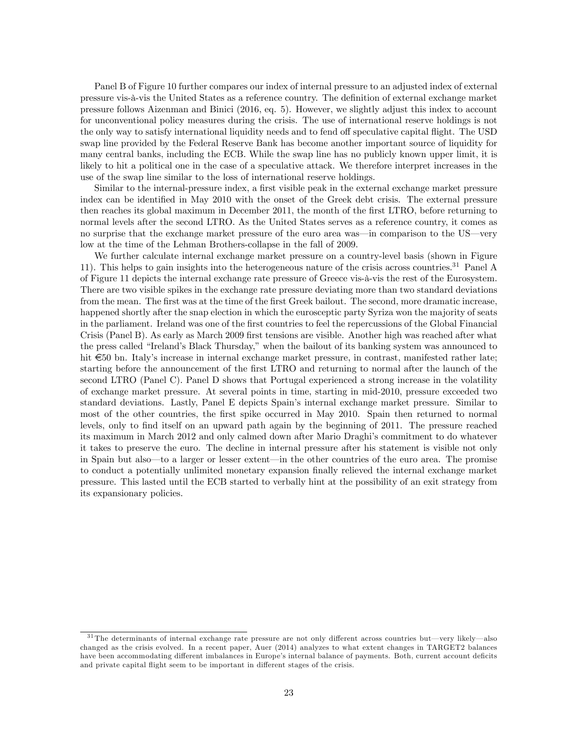Panel B of Figure 10 further compares our index of internal pressure to an adjusted index of external pressure vis-à-vis the United States as a reference country. The definition of external exchange market pressure follows Aizenman and Binici (2016, eq. 5). However, we slightly adjust this index to account for unconventional policy measures during the crisis. The use of international reserve holdings is not the only way to satisfy international liquidity needs and to fend off speculative capital flight. The USD swap line provided by the Federal Reserve Bank has become another important source of liquidity for many central banks, including the ECB. While the swap line has no publicly known upper limit, it is likely to hit a political one in the case of a speculative attack. We therefore interpret increases in the use of the swap line similar to the loss of international reserve holdings.

Similar to the internal-pressure index, a first visible peak in the external exchange market pressure index can be identified in May 2010 with the onset of the Greek debt crisis. The external pressure then reaches its global maximum in December 2011, the month of the first LTRO, before returning to normal levels after the second LTRO. As the United States serves as a reference country, it comes as no surprise that the exchange market pressure of the euro area was—in comparison to the US—very low at the time of the Lehman Brothers-collapse in the fall of 2009.

We further calculate internal exchange market pressure on a country-level basis (shown in Figure 11). This helps to gain insights into the heterogeneous nature of the crisis across countries.[31] Panel A of Figure 11 depicts the internal exchange rate pressure of Greece vis-à-vis the rest of the Eurosystem. There are two visible spikes in the exchange rate pressure deviating more than two standard deviations from the mean. The first was at the time of the first Greek bailout. The second, more dramatic increase, happened shortly after the snap election in which the eurosceptic party Syriza won the majority of seats in the parliament. Ireland was one of the first countries to feel the repercussions of the Global Financial Crisis (Panel B). As early as March 2009 first tensions are visible. Another high was reached after what the press called "Ireland's Black Thursday," when the bailout of its banking system was announced to hit €50 bn. Italy's increase in internal exchange market pressure, in contrast, manifested rather late; starting before the announcement of the first LTRO and returning to normal after the launch of the second LTRO (Panel C). Panel D shows that Portugal experienced a strong increase in the volatility of exchange market pressure. At several points in time, starting in mid-2010, pressure exceeded two standard deviations. Lastly, Panel E depicts Spain's internal exchange market pressure. Similar to most of the other countries, the first spike occurred in May 2010. Spain then returned to normal levels, only to find itself on an upward path again by the beginning of 2011. The pressure reached its maximum in March 2012 and only calmed down after Mario Draghi's commitment to do whatever it takes to preserve the euro. The decline in internal pressure after his statement is visible not only in Spain but also—to a larger or lesser extent—in the other countries of the euro area. The promise to conduct a potentially unlimited monetary expansion finally relieved the internal exchange market pressure. This lasted until the ECB started to verbally hint at the possibility of an exit strategy from its expansionary policies.

[31] The determinants of internal exchange rate pressure are not only different across countries but—very likely—also changed as the crisis evolved. In a recent paper, Auer (2014) analyzes to what extent changes in TARGET2 balances have been accommodating different imbalances in Europe's internal balance of payments. Both, current account deficits and private capital flight seem to be important in different stages of the crisis.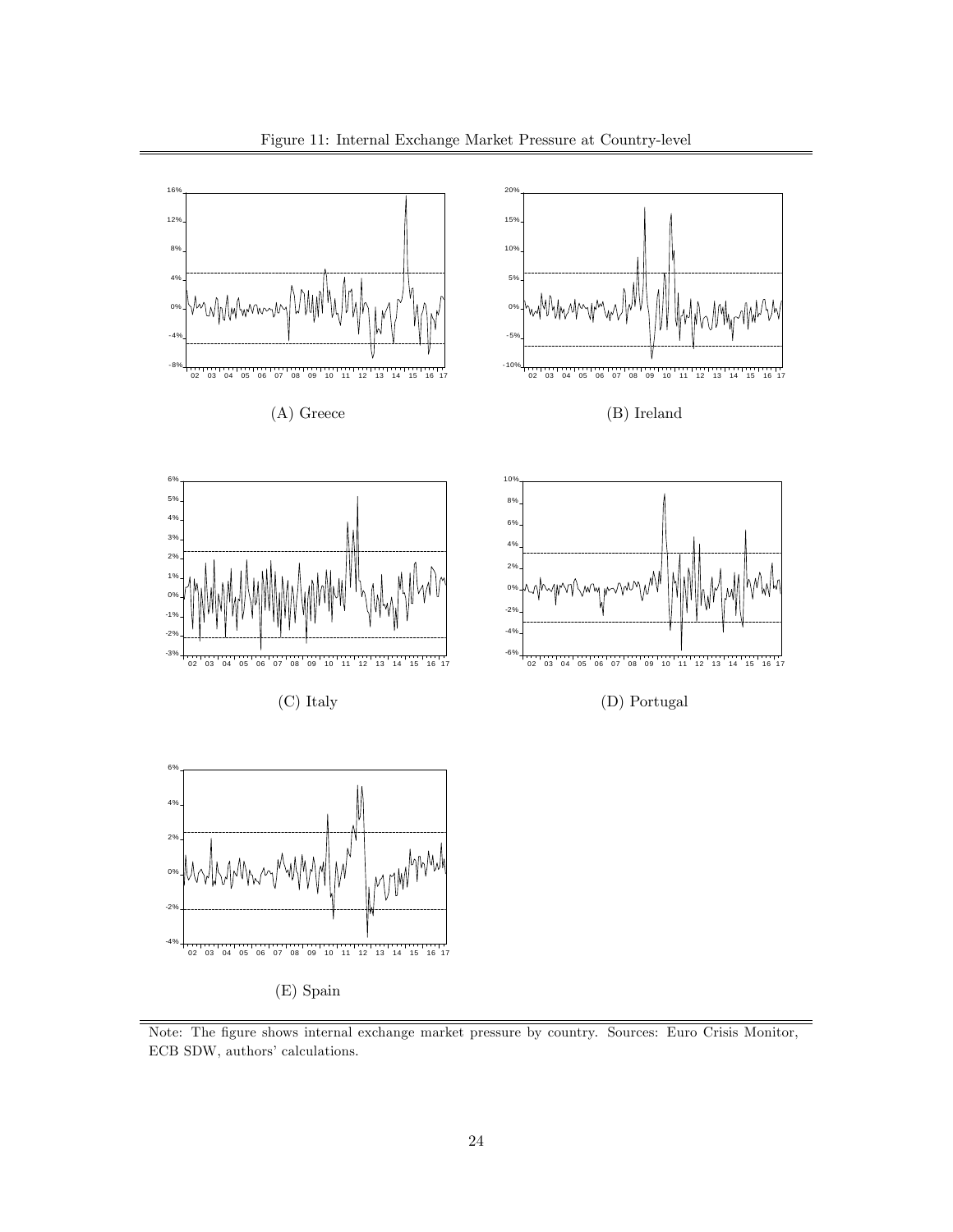Figure 11: Internal Exchange Market Pressure at Country-level

(A) Greece

(B) Ireland

(C) Italy

(D) Portugal

(E) Spain

Note: The figure shows internal exchange market pressure by country. Sources: Euro Crisis Monitor, ECB SDW, authors' calculations.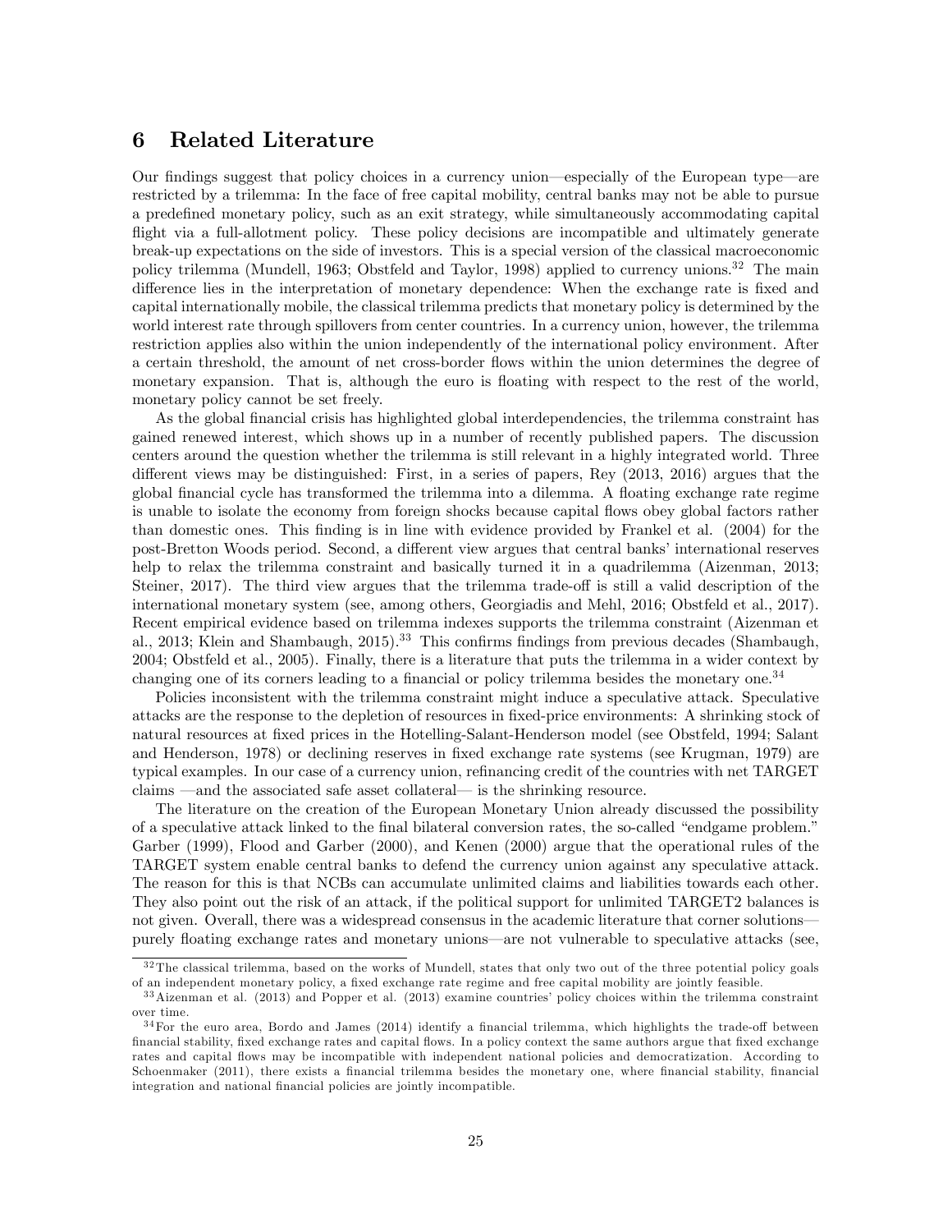# 6 Related Literature

Our findings suggest that policy choices in a currency union—especially of the European type—are restricted by a trilemma: In the face of free capital mobility, central banks may not be able to pursue a predefined monetary policy, such as an exit strategy, while simultaneously accommodating capital flight via a full-allotment policy. These policy decisions are incompatible and ultimately generate break-up expectations on the side of investors. This is a special version of the classical macroeconomic policy trilemma (Mundell, 1963; Obstfeld and Taylor, 1998) applied to currency unions.[32] The main difference lies in the interpretation of monetary dependence: When the exchange rate is fixed and capital internationally mobile, the classical trilemma predicts that monetary policy is determined by the world interest rate through spillovers from center countries. In a currency union, however, the trilemma restriction applies also within the union independently of the international policy environment. After a certain threshold, the amount of net cross-border flows within the union determines the degree of monetary expansion. That is, although the euro is floating with respect to the rest of the world, monetary policy cannot be set freely.

As the global financial crisis has highlighted global interdependencies, the trilemma constraint has gained renewed interest, which shows up in a number of recently published papers. The discussion centers around the question whether the trilemma is still relevant in a highly integrated world. Three different views may be distinguished: First, in a series of papers, Rey (2013, 2016) argues that the global financial cycle has transformed the trilemma into a dilemma. A floating exchange rate regime is unable to isolate the economy from foreign shocks because capital flows obey global factors rather than domestic ones. This finding is in line with evidence provided by Frankel et al. (2004) for the post-Bretton Woods period. Second, a different view argues that central banks' international reserves help to relax the trilemma constraint and basically turned it in a quadrilemma (Aizenman, 2013; Steiner, 2017). The third view argues that the trilemma trade-off is still a valid description of the international monetary system (see, among others, Georgiadis and Mehl, 2016; Obstfeld et al., 2017). Recent empirical evidence based on trilemma indexes supports the trilemma constraint (Aizenman et al., 2013; Klein and Shambaugh, 2015).[33] This confirms findings from previous decades (Shambaugh, 2004; Obstfeld et al., 2005). Finally, there is a literature that puts the trilemma in a wider context by changing one of its corners leading to a financial or policy trilemma besides the monetary one.[34]

Policies inconsistent with the trilemma constraint might induce a speculative attack. Speculative attacks are the response to the depletion of resources in fixed-price environments: A shrinking stock of natural resources at fixed prices in the Hotelling-Salant-Henderson model (see Obstfeld, 1994; Salant and Henderson, 1978) or declining reserves in fixed exchange rate systems (see Krugman, 1979) are typical examples. In our case of a currency union, refinancing credit of the countries with net TARGET claims —and the associated safe asset collateral— is the shrinking resource.

The literature on the creation of the European Monetary Union already discussed the possibility of a speculative attack linked to the final bilateral conversion rates, the so-called "endgame problem." Garber (1999), Flood and Garber (2000), and Kenen (2000) argue that the operational rules of the TARGET system enable central banks to defend the currency union against any speculative attack. The reason for this is that NCBs can accumulate unlimited claims and liabilities towards each other. They also point out the risk of an attack, if the political support for unlimited TARGET2 balances is not given. Overall, there was a widespread consensus in the academic literature that corner solutions—purely floating exchange rates and monetary unions—are not vulnerable to speculative attacks (see,

---

[32] The classical trilemma, based on the works of Mundell, states that only two out of the three potential policy goals of an independent monetary policy, a fixed exchange rate regime and free capital mobility are jointly feasible.

[33] Aizenman et al. (2013) and Popper et al. (2013) examine countries' policy choices within the trilemma constraint over time.

[34] For the euro area, Bordo and James (2014) identify a financial trilemma, which highlights the trade-off between financial stability, fixed exchange rates and capital flows. In a policy context the same authors argue that fixed exchange rates and capital flows may be incompatible with independent national policies and democratization. According to Schoenmaker (2011), there exists a financial trilemma besides the monetary one, where financial stability, financial integration and national financial policies are jointly incompatible.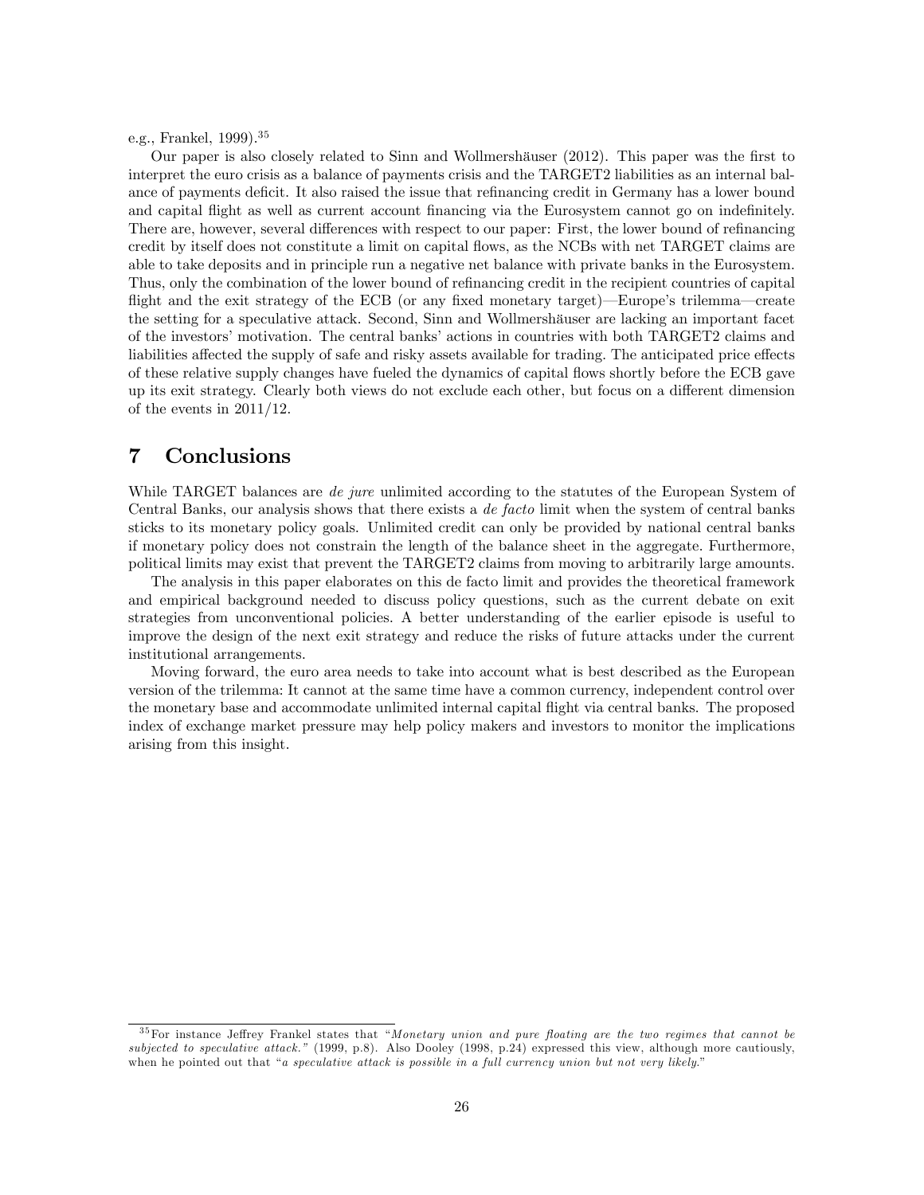e.g., Frankel, 1999).[35]

Our paper is also closely related to Sinn and Wollmershäuser (2012). This paper was the first to interpret the euro crisis as a balance of payments crisis and the TARGET2 liabilities as an internal balance of payments deficit. It also raised the issue that refinancing credit in Germany has a lower bound and capital flight as well as current account financing via the Eurosystem cannot go on indefinitely. There are, however, several differences with respect to our paper: First, the lower bound of refinancing credit by itself does not constitute a limit on capital flows, as the NCBs with net TARGET claims are able to take deposits and in principle run a negative net balance with private banks in the Eurosystem. Thus, only the combination of the lower bound of refinancing credit in the recipient countries of capital flight and the exit strategy of the ECB (or any fixed monetary target)—Europe's trilemma—create the setting for a speculative attack. Second, Sinn and Wollmershäuser are lacking an important facet of the investors' motivation. The central banks' actions in countries with both TARGET2 claims and liabilities affected the supply of safe and risky assets available for trading. The anticipated price effects of these relative supply changes have fueled the dynamics of capital flows shortly before the ECB gave up its exit strategy. Clearly both views do not exclude each other, but focus on a different dimension of the events in 2011/12.

# 7 Conclusions

While TARGET balances are *de jure* unlimited according to the statutes of the European System of Central Banks, our analysis shows that there exists a *de facto* limit when the system of central banks sticks to its monetary policy goals. Unlimited credit can only be provided by national central banks if monetary policy does not constrain the length of the balance sheet in the aggregate. Furthermore, political limits may exist that prevent the TARGET2 claims from moving to arbitrarily large amounts.

The analysis in this paper elaborates on this de facto limit and provides the theoretical framework and empirical background needed to discuss policy questions, such as the current debate on exit strategies from unconventional policies. A better understanding of the earlier episode is useful to improve the design of the next exit strategy and reduce the risks of future attacks under the current institutional arrangements.

Moving forward, the euro area needs to take into account what is best described as the European version of the trilemma: It cannot at the same time have a common currency, independent control over the monetary base and accommodate unlimited internal capital flight via central banks. The proposed index of exchange market pressure may help policy makers and investors to monitor the implications arising from this insight.

---

[35] For instance Jeffrey Frankel states that "*Monetary union and pure floating are the two regimes that cannot be subjected to speculative attack.*" (1999, p.8). Also Dooley (1998, p.24) expressed this view, although more cautiously, when he pointed out that "*a speculative attack is possible in a full currency union but not very likely.*"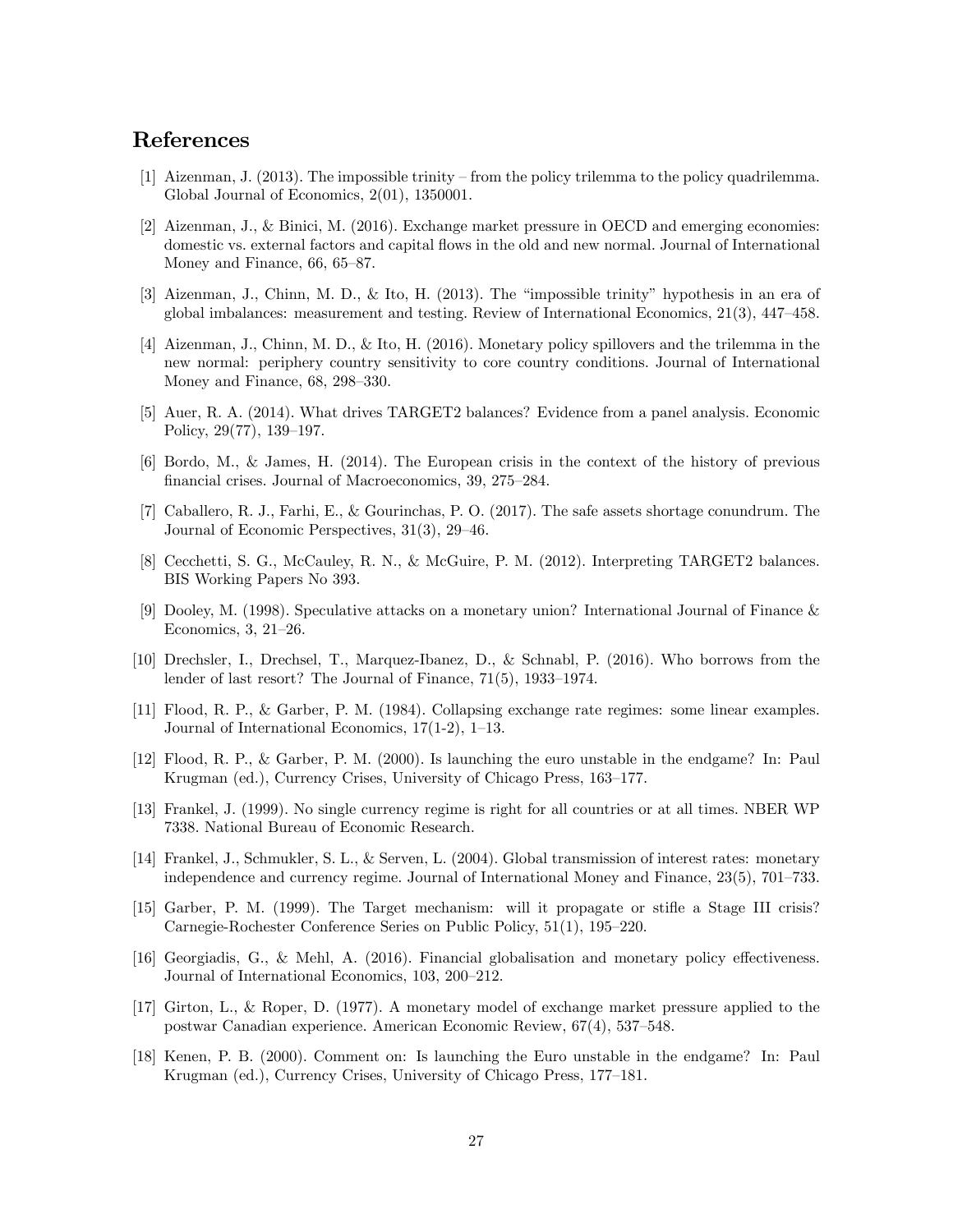## References

[1] Aizenman, J. (2013). The impossible trinity – from the policy trilemma to the policy quadrilemma. Global Journal of Economics, 2(01), 1350001.

[2] Aizenman, J., & Binici, M. (2016). Exchange market pressure in OECD and emerging economies: domestic vs. external factors and capital flows in the old and new normal. Journal of International Money and Finance, 66, 65–87.

[3] Aizenman, J., Chinn, M. D., & Ito, H. (2013). The "impossible trinity" hypothesis in an era of global imbalances: measurement and testing. Review of International Economics, 21(3), 447–458.

[4] Aizenman, J., Chinn, M. D., & Ito, H. (2016). Monetary policy spillovers and the trilemma in the new normal: periphery country sensitivity to core country conditions. Journal of International Money and Finance, 68, 298–330.

[5] Auer, R. A. (2014). What drives TARGET2 balances? Evidence from a panel analysis. Economic Policy, 29(77), 139–197.

[6] Bordo, M., & James, H. (2014). The European crisis in the context of the history of previous financial crises. Journal of Macroeconomics, 39, 275–284.

[7] Caballero, R. J., Farhi, E., & Gourinchas, P. O. (2017). The safe assets shortage conundrum. The Journal of Economic Perspectives, 31(3), 29–46.

[8] Cecchetti, S. G., McCauley, R. N., & McGuire, P. M. (2012). Interpreting TARGET2 balances. BIS Working Papers No 393.

[9] Dooley, M. (1998). Speculative attacks on a monetary union? International Journal of Finance & Economics, 3, 21–26.

[10] Drechsler, I., Drechsel, T., Marquez-Ibanez, D., & Schnabl, P. (2016). Who borrows from the lender of last resort? The Journal of Finance, 71(5), 1933–1974.

[11] Flood, R. P., & Garber, P. M. (1984). Collapsing exchange rate regimes: some linear examples. Journal of International Economics, 17(1-2), 1–13.

[12] Flood, R. P., & Garber, P. M. (2000). Is launching the euro unstable in the endgame? In: Paul Krugman (ed.), Currency Crises, University of Chicago Press, 163–177.

[13] Frankel, J. (1999). No single currency regime is right for all countries or at all times. NBER WP 7338. National Bureau of Economic Research.

[14] Frankel, J., Schmukler, S. L., & Serven, L. (2004). Global transmission of interest rates: monetary independence and currency regime. Journal of International Money and Finance, 23(5), 701–733.

[15] Garber, P. M. (1999). The Target mechanism: will it propagate or stifle a Stage III crisis? Carnegie-Rochester Conference Series on Public Policy, 51(1), 195–220.

[16] Georgiadis, G., & Mehl, A. (2016). Financial globalisation and monetary policy effectiveness. Journal of International Economics, 103, 200–212.

[17] Girton, L., & Roper, D. (1977). A monetary model of exchange market pressure applied to the postwar Canadian experience. American Economic Review, 67(4), 537–548.

[18] Kenen, P. B. (2000). Comment on: Is launching the Euro unstable in the endgame? In: Paul Krugman (ed.), Currency Crises, University of Chicago Press, 177–181.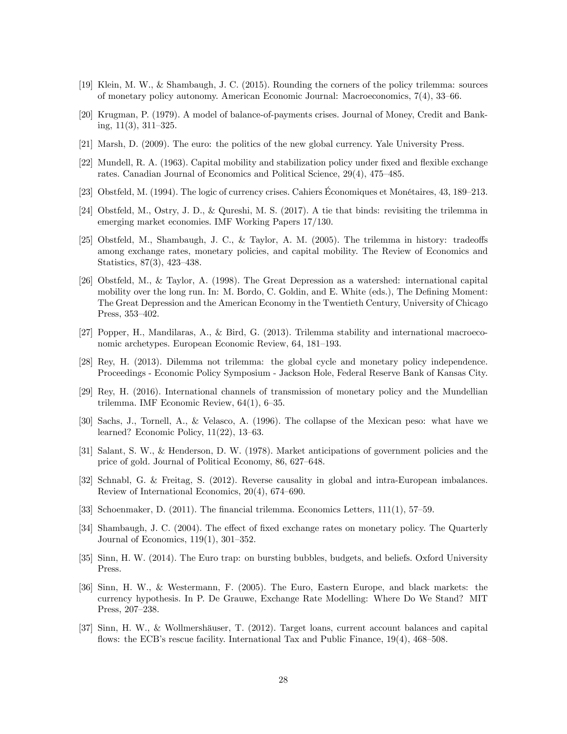[19] Klein, M. W., & Shambaugh, J. C. (2015). Rounding the corners of the policy trilemma: sources of monetary policy autonomy. American Economic Journal: Macroeconomics, 7(4), 33–66.

[20] Krugman, P. (1979). A model of balance-of-payments crises. Journal of Money, Credit and Banking, 11(3), 311–325.

[21] Marsh, D. (2009). The euro: the politics of the new global currency. Yale University Press.

[22] Mundell, R. A. (1963). Capital mobility and stabilization policy under fixed and flexible exchange rates. Canadian Journal of Economics and Political Science, 29(4), 475–485.

[23] Obstfeld, M. (1994). The logic of currency crises. Cahiers Économiques et Monétaires, 43, 189–213.

[24] Obstfeld, M., Ostry, J. D., & Qureshi, M. S. (2017). A tie that binds: revisiting the trilemma in emerging market economies. IMF Working Papers 17/130.

[25] Obstfeld, M., Shambaugh, J. C., & Taylor, A. M. (2005). The trilemma in history: tradeoffs among exchange rates, monetary policies, and capital mobility. The Review of Economics and Statistics, 87(3), 423–438.

[26] Obstfeld, M., & Taylor, A. (1998). The Great Depression as a watershed: international capital mobility over the long run. In: M. Bordo, C. Goldin, and E. White (eds.), The Defining Moment: The Great Depression and the American Economy in the Twentieth Century, University of Chicago Press, 353–402.

[27] Popper, H., Mandilaras, A., & Bird, G. (2013). Trilemma stability and international macroeconomic archetypes. European Economic Review, 64, 181–193.

[28] Rey, H. (2013). Dilemma not trilemma: the global cycle and monetary policy independence. Proceedings - Economic Policy Symposium - Jackson Hole, Federal Reserve Bank of Kansas City.

[29] Rey, H. (2016). International channels of transmission of monetary policy and the Mundellian trilemma. IMF Economic Review, 64(1), 6–35.

[30] Sachs, J., Tornell, A., & Velasco, A. (1996). The collapse of the Mexican peso: what have we learned? Economic Policy, 11(22), 13–63.

[31] Salant, S. W., & Henderson, D. W. (1978). Market anticipations of government policies and the price of gold. Journal of Political Economy, 86, 627–648.

[32] Schnabl, G. & Freitag, S. (2012). Reverse causality in global and intra-European imbalances. Review of International Economics, 20(4), 674–690.

[33] Schoenmaker, D. (2011). The financial trilemma. Economics Letters, 111(1), 57–59.

[34] Shambaugh, J. C. (2004). The effect of fixed exchange rates on monetary policy. The Quarterly Journal of Economics, 119(1), 301–352.

[35] Sinn, H. W. (2014). The Euro trap: on bursting bubbles, budgets, and beliefs. Oxford University Press.

[36] Sinn, H. W., & Westermann, F. (2005). The Euro, Eastern Europe, and black markets: the currency hypothesis. In P. De Grauwe, Exchange Rate Modelling: Where Do We Stand? MIT Press, 207–238.

[37] Sinn, H. W., & Wollmershäuser, T. (2012). Target loans, current account balances and capital flows: the ECB's rescue facility. International Tax and Public Finance, 19(4), 468–508.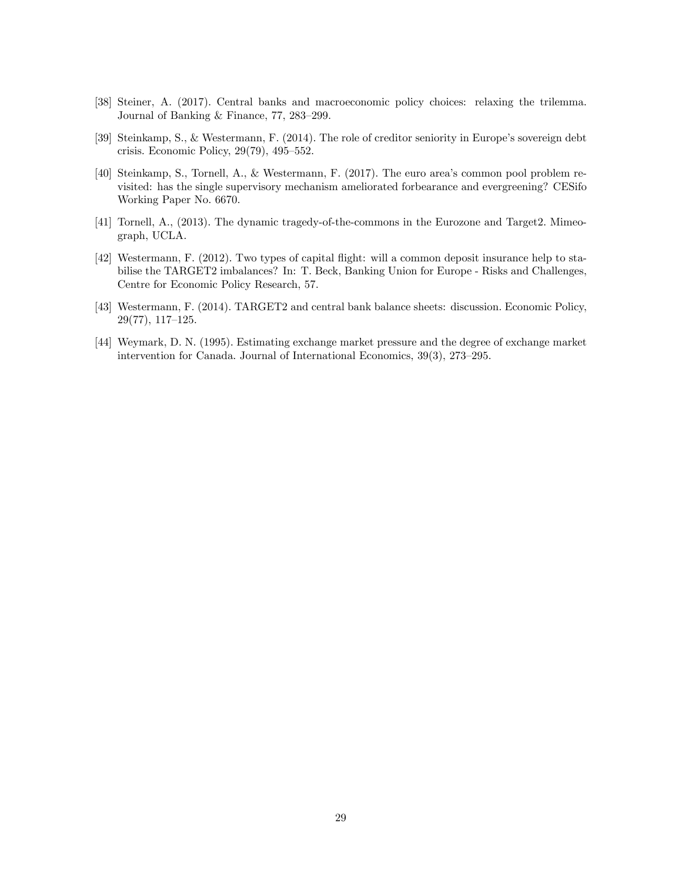[38] Steiner, A. (2017). Central banks and macroeconomic policy choices: relaxing the trilemma. Journal of Banking & Finance, 77, 283–299.

[39] Steinkamp, S., & Westermann, F. (2014). The role of creditor seniority in Europe's sovereign debt crisis. Economic Policy, 29(79), 495–552.

[40] Steinkamp, S., Tornell, A., & Westermann, F. (2017). The euro area's common pool problem revisited: has the single supervisory mechanism ameliorated forbearance and evergreening? CESifo Working Paper No. 6670.

[41] Tornell, A., (2013). The dynamic tragedy-of-the-commons in the Eurozone and Target2. Mimeograph, UCLA.

[42] Westermann, F. (2012). Two types of capital flight: will a common deposit insurance help to stabilise the TARGET2 imbalances? In: T. Beck, Banking Union for Europe - Risks and Challenges, Centre for Economic Policy Research, 57.

[43] Westermann, F. (2014). TARGET2 and central bank balance sheets: discussion. Economic Policy, 29(77), 117–125.

[44] Weymark, D. N. (1995). Estimating exchange market pressure and the degree of exchange market intervention for Canada. Journal of International Economics, 39(3), 273–295.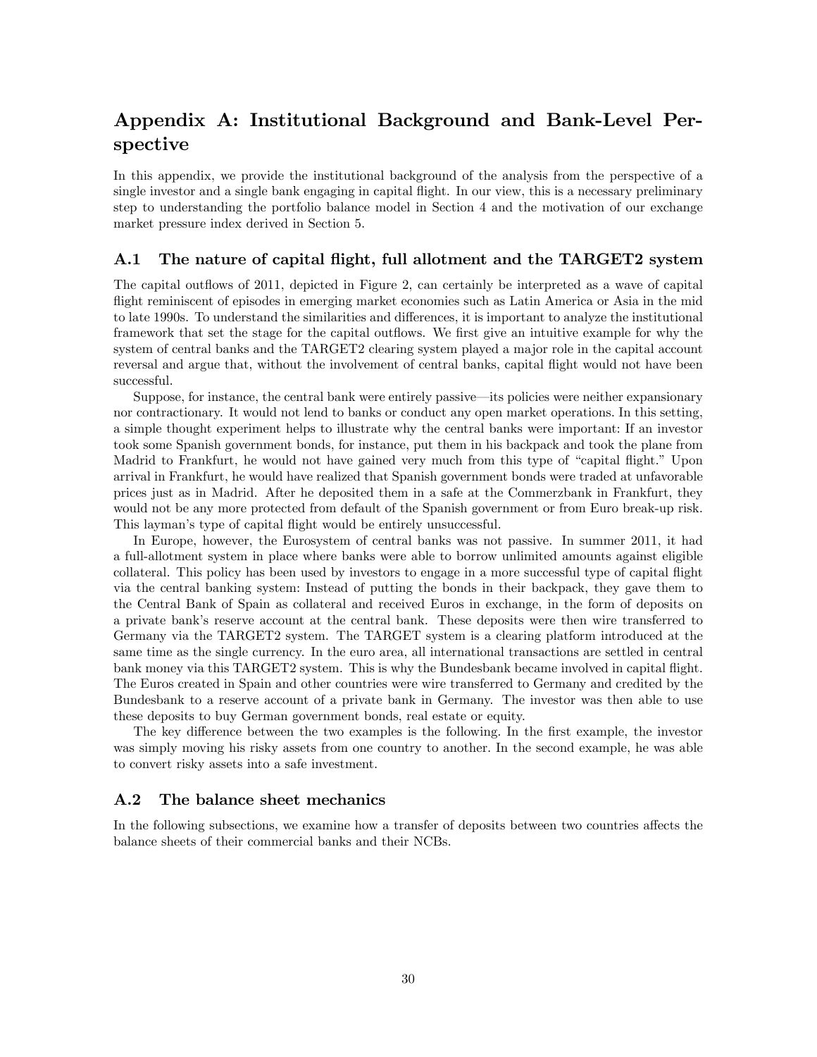# Appendix A: Institutional Background and Bank-Level Perspective

In this appendix, we provide the institutional background of the analysis from the perspective of a single investor and a single bank engaging in capital flight. In our view, this is a necessary preliminary step to understanding the portfolio balance model in Section 4 and the motivation of our exchange market pressure index derived in Section 5.

## A.1 The nature of capital flight, full allotment and the TARGET2 system

The capital outflows of 2011, depicted in Figure 2, can certainly be interpreted as a wave of capital flight reminiscent of episodes in emerging market economies such as Latin America or Asia in the mid to late 1990s. To understand the similarities and differences, it is important to analyze the institutional framework that set the stage for the capital outflows. We first give an intuitive example for why the system of central banks and the TARGET2 clearing system played a major role in the capital account reversal and argue that, without the involvement of central banks, capital flight would not have been successful.

Suppose, for instance, the central bank were entirely passive—its policies were neither expansionary nor contractionary. It would not lend to banks or conduct any open market operations. In this setting, a simple thought experiment helps to illustrate why the central banks were important: If an investor took some Spanish government bonds, for instance, put them in his backpack and took the plane from Madrid to Frankfurt, he would not have gained very much from this type of "capital flight." Upon arrival in Frankfurt, he would have realized that Spanish government bonds were traded at unfavorable prices just as in Madrid. After he deposited them in a safe at the Commerzbank in Frankfurt, they would not be any more protected from default of the Spanish government or from Euro break-up risk. This layman's type of capital flight would be entirely unsuccessful.

In Europe, however, the Eurosystem of central banks was not passive. In summer 2011, it had a full-allotment system in place where banks were able to borrow unlimited amounts against eligible collateral. This policy has been used by investors to engage in a more successful type of capital flight via the central banking system: Instead of putting the bonds in their backpack, they gave them to the Central Bank of Spain as collateral and received Euros in exchange, in the form of deposits on a private bank's reserve account at the central bank. These deposits were then wire transferred to Germany via the TARGET2 system. The TARGET system is a clearing platform introduced at the same time as the single currency. In the euro area, all international transactions are settled in central bank money via this TARGET2 system. This is why the Bundesbank became involved in capital flight. The Euros created in Spain and other countries were wire transferred to Germany and credited by the Bundesbank to a reserve account of a private bank in Germany. The investor was then able to use these deposits to buy German government bonds, real estate or equity.

The key difference between the two examples is the following. In the first example, the investor was simply moving his risky assets from one country to another. In the second example, he was able to convert risky assets into a safe investment.

## A.2 The balance sheet mechanics

In the following subsections, we examine how a transfer of deposits between two countries affects the balance sheets of their commercial banks and their NCBs.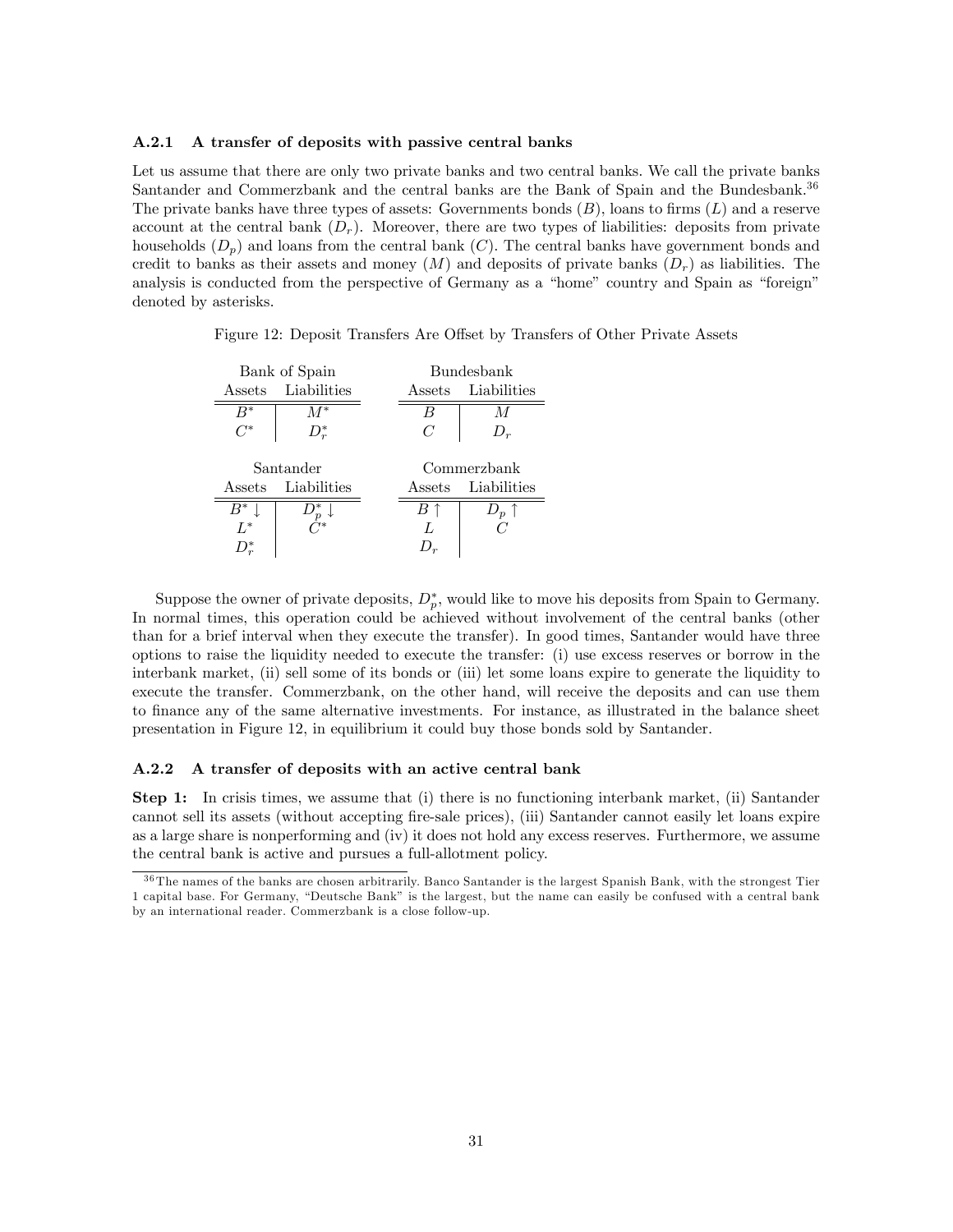### A.2.1 A transfer of deposits with passive central banks

Let us assume that there are only two private banks and two central banks. We call the private banks Santander and Commerzbank and the central banks are the Bank of Spain and the Bundesbank.[36] The private banks have three types of assets: Governments bonds ($B$), loans to firms ($L$) and a reserve account at the central bank ($D_r$). Moreover, there are two types of liabilities: deposits from private households ($D_p$) and loans from the central bank ($C$). The central banks have government bonds and credit to banks as their assets and money ($M$) and deposits of private banks ($D_r$) as liabilities. The analysis is conducted from the perspective of Germany as a "home" country and Spain as "foreign" denoted by asterisks.

Figure 12: Deposit Transfers Are Offset by Transfers of Other Private Assets

| Bank of Spain | |
|---|---|
| Assets | Liabilities |
| $B^*$ | $M^*$ |
| $C^*$ | $D_r^*$ |

| Bundesbank | |
|---|---|
| Assets | Liabilities |
| $B$ | $M$ |
| $C$ | $D_r$ |

| Santander | |
|---|---|
| Assets | Liabilities |
| $B^* \downarrow$ | $D_p^* \downarrow$ |
| $L^*$ | $C^*$ |
| $D_r^*$ | |

| Commerzbank | |
|---|---|
| Assets | Liabilities |
| $B \uparrow$ | $D_p \uparrow$ |
| $L$ | $C$ |
| $D_r$ | |

Suppose the owner of private deposits, $D_p^*$, would like to move his deposits from Spain to Germany. In normal times, this operation could be achieved without involvement of the central banks (other than for a brief interval when they execute the transfer). In good times, Santander would have three options to raise the liquidity needed to execute the transfer: (i) use excess reserves or borrow in the interbank market, (ii) sell some of its bonds or (iii) let some loans expire to generate the liquidity to execute the transfer. Commerzbank, on the other hand, will receive the deposits and can use them to finance any of the same alternative investments. For instance, as illustrated in the balance sheet presentation in Figure 12, in equilibrium it could buy those bonds sold by Santander.

### A.2.2 A transfer of deposits with an active central bank

**Step 1:** In crisis times, we assume that (i) there is no functioning interbank market, (ii) Santander cannot sell its assets (without accepting fire-sale prices), (iii) Santander cannot easily let loans expire as a large share is nonperforming and (iv) it does not hold any excess reserves. Furthermore, we assume the central bank is active and pursues a full-allotment policy.

[36] The names of the banks are chosen arbitrarily. Banco Santander is the largest Spanish Bank, with the strongest Tier 1 capital base. For Germany, "Deutsche Bank" is the largest, but the name can easily be confused with a central bank by an international reader. Commerzbank is a close follow-up.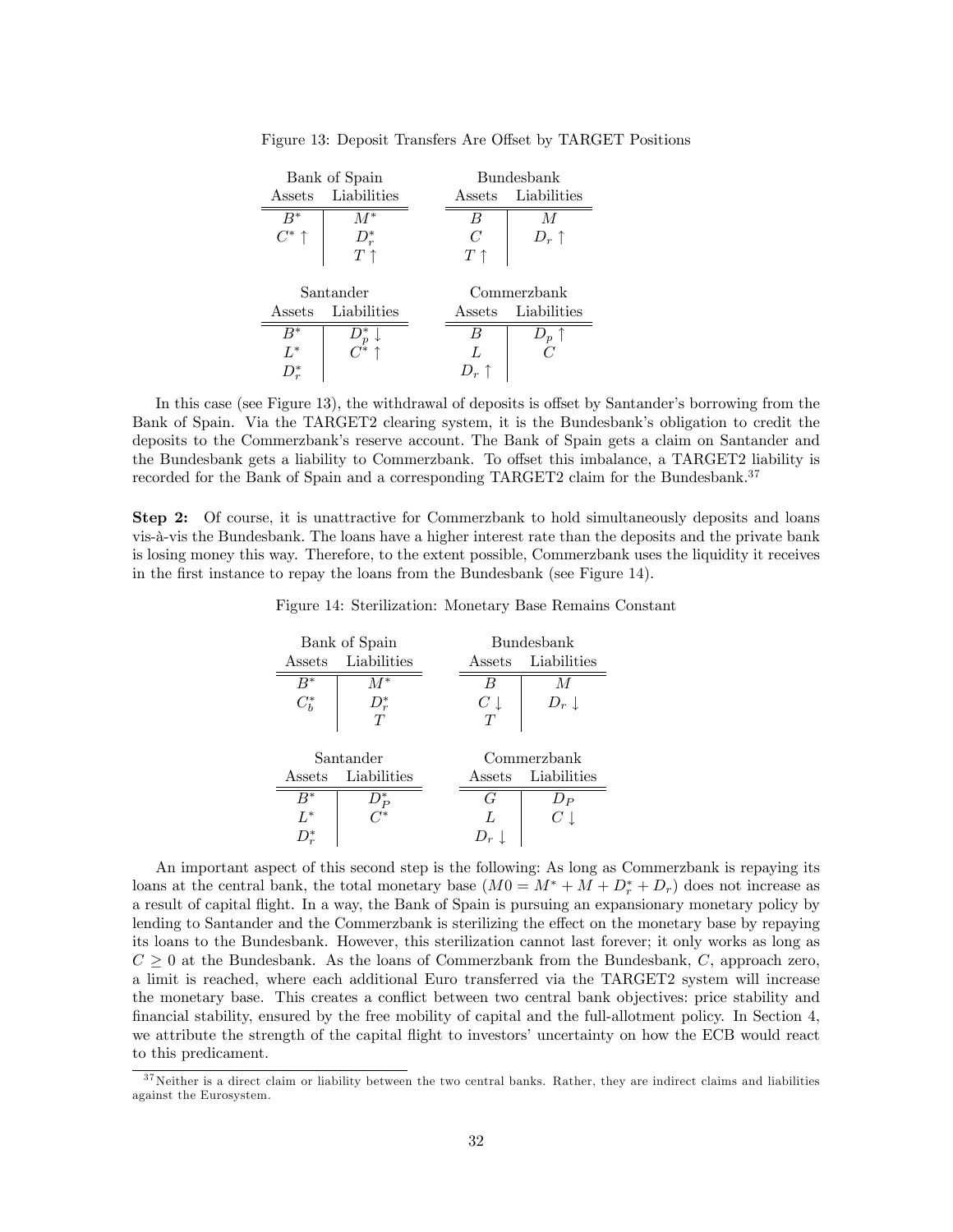Figure 13: Deposit Transfers Are Offset by TARGET Positions

| Bank of Spain | | Bundesbank | |
|---|---|---|---|
| Assets | Liabilities | Assets | Liabilities |
| $B^*$ | $M^*$ | $B$ | $M$ |
| $C^* \uparrow$ | $D_r^*$ | $C$ | $D_r \uparrow$ |
| | $T \uparrow$ | $T \uparrow$ | |

| Santander | | Commerzbank | |
|---|---|---|---|
| Assets | Liabilities | Assets | Liabilities |
| $B^*$ | $D_p^* \downarrow$ | $B$ | $D_p \uparrow$ |
| $L^*$ | $C^* \uparrow$ | $L$ | $C$ |
| $D_r^*$ | | $D_r \uparrow$ | |

In this case (see Figure 13), the withdrawal of deposits is offset by Santander's borrowing from the Bank of Spain. Via the TARGET2 clearing system, it is the Bundesbank's obligation to credit the deposits to the Commerzbank's reserve account. The Bank of Spain gets a claim on Santander and the Bundesbank gets a liability to Commerzbank. To offset this imbalance, a TARGET2 liability is recorded for the Bank of Spain and a corresponding TARGET2 claim for the Bundesbank.[37]

**Step 2:** Of course, it is unattractive for Commerzbank to hold simultaneously deposits and loans vis-à-vis the Bundesbank. The loans have a higher interest rate than the deposits and the private bank is losing money this way. Therefore, to the extent possible, Commerzbank uses the liquidity it receives in the first instance to repay the loans from the Bundesbank (see Figure 14).

Figure 14: Sterilization: Monetary Base Remains Constant

| Bank of Spain | | Bundesbank | |
|---|---|---|---|
| Assets | Liabilities | Assets | Liabilities |
| $B^*$ | $M^*$ | $B$ | $M$ |
| $C_b^*$ | $D_r^*$ | $C \downarrow$ | $D_r \downarrow$ |
| | $T$ | $T$ | |

| Santander | | Commerzbank | |
|---|---|---|---|
| Assets | Liabilities | Assets | Liabilities |
| $B^*$ | $D_P^*$ | $G$ | $D_P$ |
| $L^*$ | $C^*$ | $L$ | $C \downarrow$ |
| $D_r^*$ | | $D_r \downarrow$ | |

An important aspect of this second step is the following: As long as Commerzbank is repaying its loans at the central bank, the total monetary base ($M0 = M^* + M + D_r^* + D_r$) does not increase as a result of capital flight. In a way, the Bank of Spain is pursuing an expansionary monetary policy by lending to Santander and the Commerzbank is sterilizing the effect on the monetary base by repaying its loans to the Bundesbank. However, this sterilization cannot last forever; it only works as long as $C \geq 0$ at the Bundesbank. As the loans of Commerzbank from the Bundesbank, $C$, approach zero, a limit is reached, where each additional Euro transferred via the TARGET2 system will increase the monetary base. This creates a conflict between two central bank objectives: price stability and financial stability, ensured by the free mobility of capital and the full-allotment policy. In Section 4, we attribute the strength of the capital flight to investors' uncertainty on how the ECB would react to this predicament.

[37] Neither is a direct claim or liability between the two central banks. Rather, they are indirect claims and liabilities against the Eurosystem.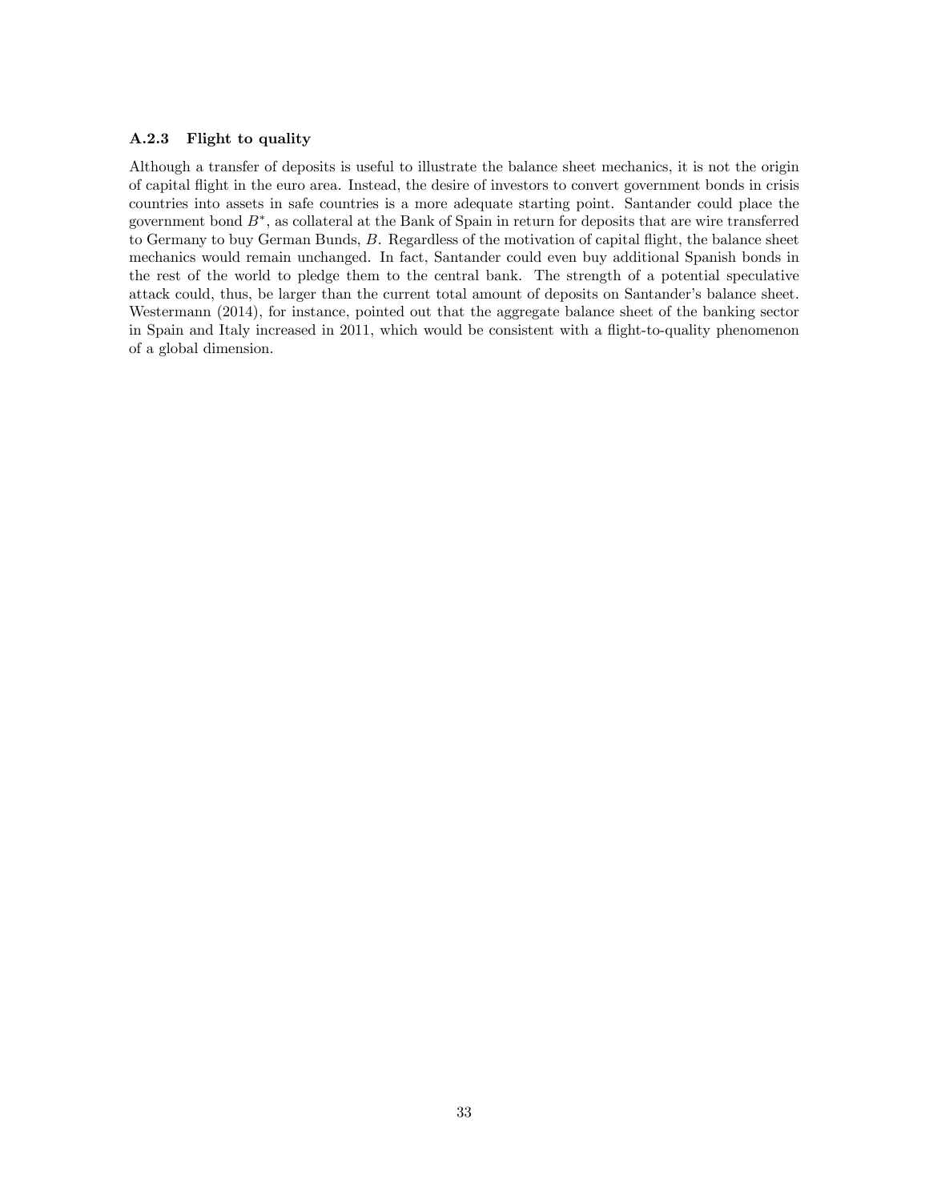### A.2.3 Flight to quality

Although a transfer of deposits is useful to illustrate the balance sheet mechanics, it is not the origin of capital flight in the euro area. Instead, the desire of investors to convert government bonds in crisis countries into assets in safe countries is a more adequate starting point. Santander could place the government bond $B^*$, as collateral at the Bank of Spain in return for deposits that are wire transferred to Germany to buy German Bunds, $B$. Regardless of the motivation of capital flight, the balance sheet mechanics would remain unchanged. In fact, Santander could even buy additional Spanish bonds in the rest of the world to pledge them to the central bank. The strength of a potential speculative attack could, thus, be larger than the current total amount of deposits on Santander's balance sheet. Westermann (2014), for instance, pointed out that the aggregate balance sheet of the banking sector in Spain and Italy increased in 2011, which would be consistent with a flight-to-quality phenomenon of a global dimension.